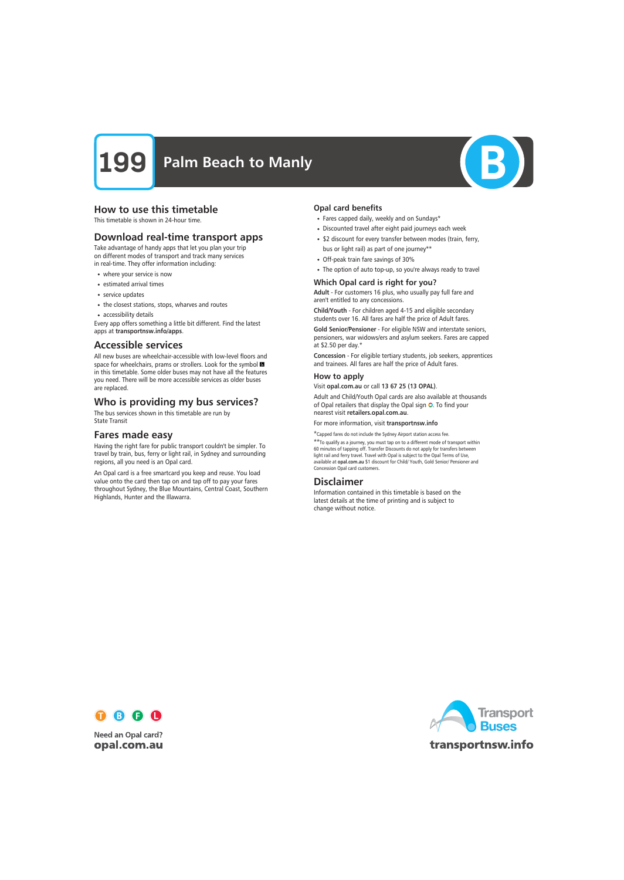# 199 Palm Beach to Manly

## How to use this timetable

This timetable is shown in 24-hour time.

## Download real-time transport apps

Take advantage of handy apps that let you plan your trip on different modes of transport and track many services in real-time. They offer information including:

- where your service is now
- estimated arrival times
- service updates
- the closest stations, stops, wharves and routes
- accessibility details

Every app offers something a little bit different. Find the latest apps at **transportnsw.info/apps**.

## Accessible services

All new buses are wheelchair-accessible with low-level floors and space for wheelchairs, prams or strollers. Look for the symbol ♿ in this timetable. Some older buses may not have all the features you need. There will be more accessible services as older buses are replaced.

## Who is providing my bus services?

The bus services shown in this timetable are run by State Transit

## Fares made easy

Having the right fare for public transport couldn't be simpler. To travel by train, bus, ferry or light rail, in Sydney and surrounding regions, all you need is an Opal card.

An Opal card is a free smartcard you keep and reuse. You load value onto the card then tap on and tap off to pay your fares throughout Sydney, the Blue Mountains, Central Coast, Southern Highlands, Hunter and the Illawarra.

### Opal card benefits

- Fares capped daily, weekly and on Sundays*
- Discounted travel after eight paid journeys each week
- $2 discount for every transfer between modes (train, ferry, bus or light rail) as part of one journey**
- Off-peak train fare savings of 30%
- The option of auto top-up, so you're always ready to travel

### Which Opal card is right for you?

**Adult** - For customers 16 plus, who usually pay full fare and aren't entitled to any concessions.

**Child/Youth** - For children aged 4-15 and eligible secondary students over 16. All fares are half the price of Adult fares.

**Gold Senior/Pensioner** - For eligible NSW and interstate seniors, pensioners, war widows/ers and asylum seekers. Fares are capped at $2.50 per day.*

**Concession** - For eligible tertiary students, job seekers, apprentices and trainees. All fares are half the price of Adult fares.

### How to apply

Visit **opal.com.au** or call **13 67 25 (13 OPAL)**.

Adult and Child/Youth Opal cards are also available at thousands of Opal retailers that display the Opal sign. To find your nearest visit **retailers.opal.com.au**.

For more information, visit **transportnsw.info**

*Capped fares do not include the Sydney Airport station access fee.

**To qualify as a journey, you must tap on to a different mode of transport within 60 minutes of tapping off. Transfer Discounts do not apply for transfers between light rail and ferry travel. Travel with Opal is subject to the Opal Terms of Use, available at **opal.com.au** $1 discount for Child/ Youth, Gold Senior/ Pensioner and Concession Opal card customers.

## Disclaimer

Information contained in this timetable is based on the latest details at the time of printing and is subject to change without notice.

Need an Opal card?
**opal.com.au**

Transport Buses
**transportnsw.info**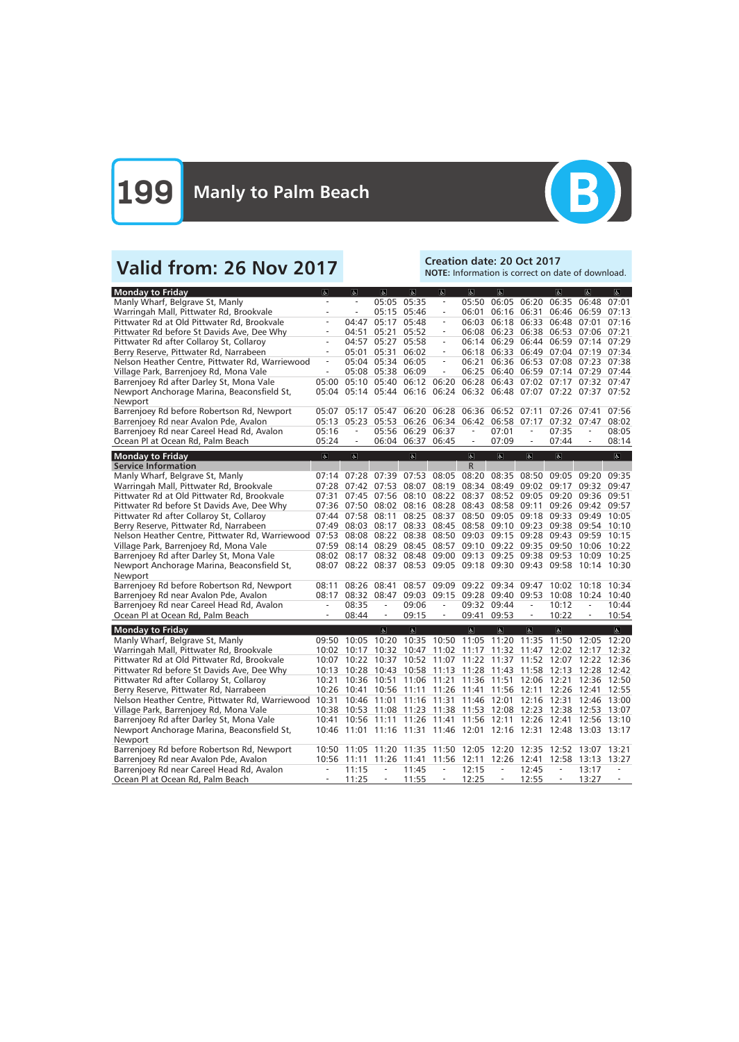# 199 Manly to Palm Beach

B

## Valid from: 26 Nov 2017

**Creation date: 20 Oct 2017**
**NOTE:** Information is correct on date of download.

| Monday to Friday | ♿ | ♿ | ♿ | ♿ | ♿ | ♿ | ♿ | | ♿ | ♿ | ♿ |
|---|---|---|---|---|---|---|---|---|---|---|---|
| Manly Wharf, Belgrave St, Manly | - | - | 05:05 | 05:35 | - | 05:50 | 06:05 | 06:20 | 06:35 | 06:48 | 07:01 |
| Warringah Mall, Pittwater Rd, Brookvale | - | - | 05:15 | 05:46 | - | 06:01 | 06:16 | 06:31 | 06:46 | 06:59 | 07:13 |
| Pittwater Rd at Old Pittwater Rd, Brookvale | - | 04:47 | 05:17 | 05:48 | - | 06:03 | 06:18 | 06:33 | 06:48 | 07:01 | 07:16 |
| Pittwater Rd before St Davids Ave, Dee Why | - | 04:51 | 05:21 | 05:52 | - | 06:08 | 06:23 | 06:38 | 06:53 | 07:06 | 07:21 |
| Pittwater Rd after Collaroy St, Collaroy | - | 04:57 | 05:27 | 05:58 | - | 06:14 | 06:29 | 06:44 | 06:59 | 07:14 | 07:29 |
| Berry Reserve, Pittwater Rd, Narrabeen | - | 05:01 | 05:31 | 06:02 | - | 06:18 | 06:33 | 06:49 | 07:04 | 07:19 | 07:34 |
| Nelson Heather Centre, Pittwater Rd, Warriewood | - | 05:04 | 05:34 | 06:05 | - | 06:21 | 06:36 | 06:53 | 07:08 | 07:23 | 07:38 |
| Village Park, Barrenjoey Rd, Mona Vale | - | 05:08 | 05:38 | 06:09 | - | 06:25 | 06:40 | 06:59 | 07:14 | 07:29 | 07:44 |
| Barrenjoey Rd after Darley St, Mona Vale | 05:00 | 05:10 | 05:40 | 06:12 | 06:20 | 06:28 | 06:43 | 07:02 | 07:17 | 07:32 | 07:47 |
| Newport Anchorage Marina, Beaconsfield St, Newport | 05:04 | 05:14 | 05:44 | 06:16 | 06:24 | 06:32 | 06:48 | 07:07 | 07:22 | 07:37 | 07:52 |
| Barrenjoey Rd before Robertson Rd, Newport | 05:07 | 05:17 | 05:47 | 06:20 | 06:28 | 06:36 | 06:52 | 07:11 | 07:26 | 07:41 | 07:56 |
| Barrenjoey Rd near Avalon Pde, Avalon | 05:13 | 05:23 | 05:53 | 06:26 | 06:34 | 06:42 | 06:58 | 07:17 | 07:32 | 07:47 | 08:02 |
| Barrenjoey Rd near Careel Head Rd, Avalon | 05:16 | - | 05:56 | 06:29 | 06:37 | - | 07:01 | - | 07:35 | - | 08:05 |
| Ocean Pl at Ocean Rd, Palm Beach | 05:24 | - | 06:04 | 06:37 | 06:45 | - | 07:09 | - | 07:44 | - | 08:14 |

| Monday to Friday | ♿ | ♿ | | ♿ | | ♿ | ♿ | ♿ | ♿ | | ♿ |
|---|---|---|---|---|---|---|---|---|---|---|---|
| Service Information | | | | | | R | | | | | |
| Manly Wharf, Belgrave St, Manly | 07:14 | 07:28 | 07:39 | 07:53 | 08:05 | 08:20 | 08:35 | 08:50 | 09:05 | 09:20 | 09:35 |
| Warringah Mall, Pittwater Rd, Brookvale | 07:28 | 07:42 | 07:53 | 08:07 | 08:19 | 08:34 | 08:49 | 09:02 | 09:17 | 09:32 | 09:47 |
| Pittwater Rd at Old Pittwater Rd, Brookvale | 07:31 | 07:45 | 07:56 | 08:10 | 08:22 | 08:37 | 08:52 | 09:05 | 09:20 | 09:36 | 09:51 |
| Pittwater Rd before St Davids Ave, Dee Why | 07:36 | 07:50 | 08:02 | 08:16 | 08:28 | 08:43 | 08:58 | 09:11 | 09:26 | 09:42 | 09:57 |
| Pittwater Rd after Collaroy St, Collaroy | 07:44 | 07:58 | 08:11 | 08:25 | 08:37 | 08:50 | 09:05 | 09:18 | 09:33 | 09:49 | 10:05 |
| Berry Reserve, Pittwater Rd, Narrabeen | 07:49 | 08:03 | 08:17 | 08:33 | 08:45 | 08:58 | 09:10 | 09:23 | 09:38 | 09:54 | 10:10 |
| Nelson Heather Centre, Pittwater Rd, Warriewood | 07:53 | 08:08 | 08:22 | 08:38 | 08:50 | 09:03 | 09:15 | 09:28 | 09:43 | 09:59 | 10:15 |
| Village Park, Barrenjoey Rd, Mona Vale | 07:59 | 08:14 | 08:29 | 08:45 | 08:57 | 09:10 | 09:22 | 09:35 | 09:50 | 10:06 | 10:22 |
| Barrenjoey Rd after Darley St, Mona Vale | 08:02 | 08:17 | 08:32 | 08:48 | 09:00 | 09:13 | 09:25 | 09:38 | 09:53 | 10:09 | 10:25 |
| Newport Anchorage Marina, Beaconsfield St, Newport | 08:07 | 08:22 | 08:37 | 08:53 | 09:05 | 09:18 | 09:30 | 09:43 | 09:58 | 10:14 | 10:30 |
| Barrenjoey Rd before Robertson Rd, Newport | 08:11 | 08:26 | 08:41 | 08:57 | 09:09 | 09:22 | 09:34 | 09:47 | 10:02 | 10:18 | 10:34 |
| Barrenjoey Rd near Avalon Pde, Avalon | 08:17 | 08:32 | 08:47 | 09:03 | 09:15 | 09:28 | 09:40 | 09:53 | 10:08 | 10:24 | 10:40 |
| Barrenjoey Rd near Careel Head Rd, Avalon | - | 08:35 | - | 09:06 | - | 09:32 | 09:44 | - | 10:12 | - | 10:44 |
| Ocean Pl at Ocean Rd, Palm Beach | - | 08:44 | - | 09:15 | - | 09:41 | 09:53 | - | 10:22 | - | 10:54 |

| Monday to Friday | | | ♿ | ♿ | | ♿ | ♿ | ♿ | ♿ | | ♿ |
|---|---|---|---|---|---|---|---|---|---|---|---|
| Manly Wharf, Belgrave St, Manly | 09:50 | 10:05 | 10:20 | 10:35 | 10:50 | 11:05 | 11:20 | 11:35 | 11:50 | 12:05 | 12:20 |
| Warringah Mall, Pittwater Rd, Brookvale | 10:02 | 10:17 | 10:32 | 10:47 | 11:02 | 11:17 | 11:32 | 11:47 | 12:02 | 12:17 | 12:32 |
| Pittwater Rd at Old Pittwater Rd, Brookvale | 10:07 | 10:22 | 10:37 | 10:52 | 11:07 | 11:22 | 11:37 | 11:52 | 12:07 | 12:22 | 12:36 |
| Pittwater Rd before St Davids Ave, Dee Why | 10:13 | 10:28 | 10:43 | 10:58 | 11:13 | 11:28 | 11:43 | 11:58 | 12:13 | 12:28 | 12:42 |
| Pittwater Rd after Collaroy St, Collaroy | 10:21 | 10:36 | 10:51 | 11:06 | 11:21 | 11:36 | 11:51 | 12:06 | 12:21 | 12:36 | 12:50 |
| Berry Reserve, Pittwater Rd, Narrabeen | 10:26 | 10:41 | 10:56 | 11:11 | 11:26 | 11:41 | 11:56 | 12:11 | 12:26 | 12:41 | 12:55 |
| Nelson Heather Centre, Pittwater Rd, Warriewood | 10:31 | 10:46 | 11:01 | 11:16 | 11:31 | 11:46 | 12:01 | 12:16 | 12:31 | 12:46 | 13:00 |
| Village Park, Barrenjoey Rd, Mona Vale | 10:38 | 10:53 | 11:08 | 11:23 | 11:38 | 11:53 | 12:08 | 12:23 | 12:38 | 12:53 | 13:07 |
| Barrenjoey Rd after Darley St, Mona Vale | 10:41 | 10:56 | 11:11 | 11:26 | 11:41 | 11:56 | 12:11 | 12:26 | 12:41 | 12:56 | 13:10 |
| Newport Anchorage Marina, Beaconsfield St, Newport | 10:46 | 11:01 | 11:16 | 11:31 | 11:46 | 12:01 | 12:16 | 12:31 | 12:48 | 13:03 | 13:17 |
| Barrenjoey Rd before Robertson Rd, Newport | 10:50 | 11:05 | 11:20 | 11:35 | 11:50 | 12:05 | 12:20 | 12:35 | 12:52 | 13:07 | 13:21 |
| Barrenjoey Rd near Avalon Pde, Avalon | 10:56 | 11:11 | 11:26 | 11:41 | 11:56 | 12:11 | 12:26 | 12:41 | 12:58 | 13:13 | 13:27 |
| Barrenjoey Rd near Careel Head Rd, Avalon | - | 11:15 | - | 11:45 | - | 12:15 | - | 12:45 | - | 13:17 | - |
| Ocean Pl at Ocean Rd, Palm Beach | - | 11:25 | - | 11:55 | - | 12:25 | - | 12:55 | - | 13:27 | - |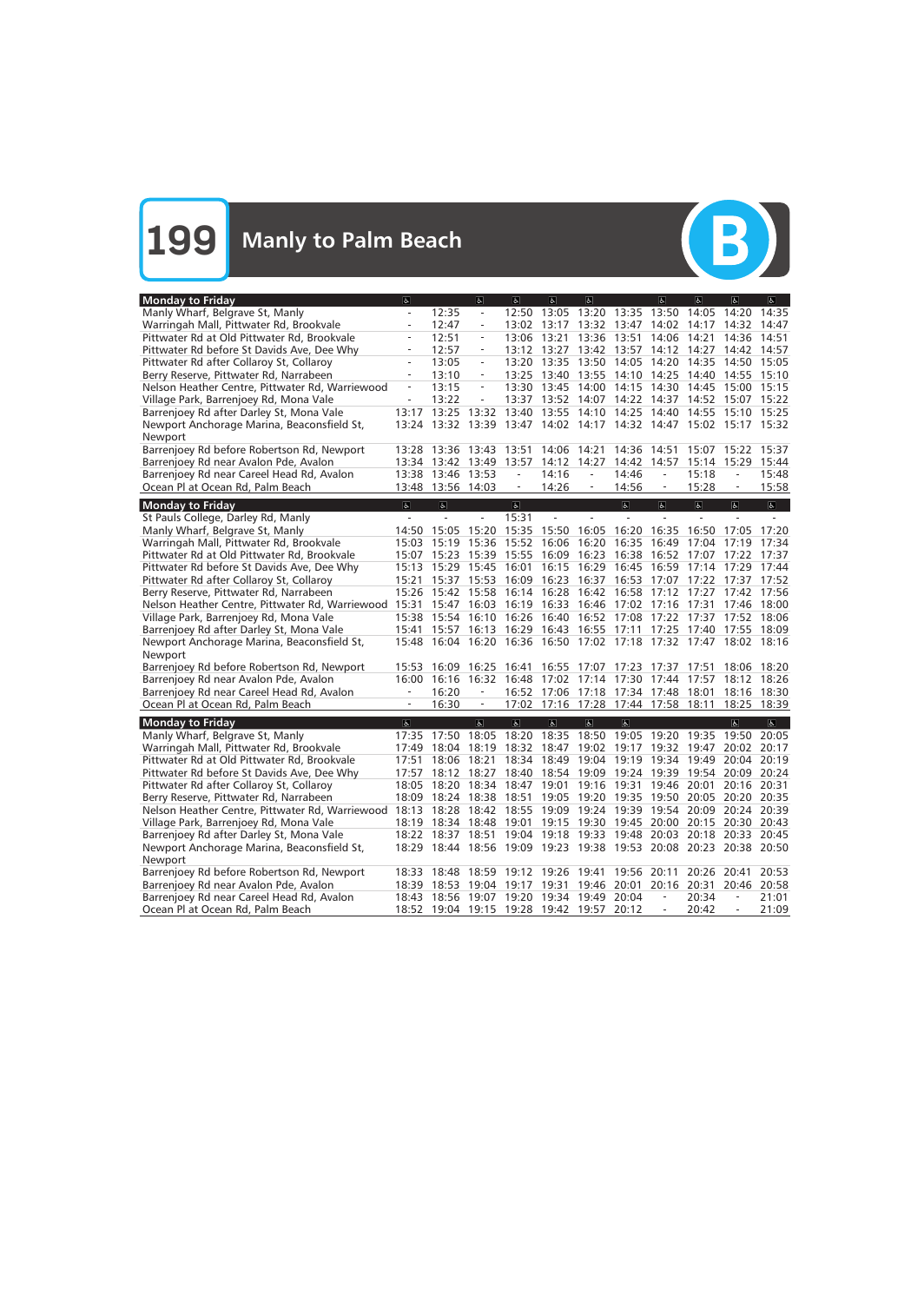# 199 Manly to Palm Beach

B

| Monday to Friday | ♿ | | ♿ | ♿ | ♿ | ♿ | | ♿ | ♿ | ♿ | ♿ |
|---|---|---|---|---|---|---|---|---|---|---|---|
| Manly Wharf, Belgrave St, Manly | - | 12:35 | - | 12:50 | 13:05 | 13:20 | 13:35 | 13:50 | 14:05 | 14:20 | 14:35 |
| Warringah Mall, Pittwater Rd, Brookvale | - | 12:47 | - | 13:02 | 13:17 | 13:32 | 13:47 | 14:02 | 14:17 | 14:32 | 14:47 |
| Pittwater Rd at Old Pittwater Rd, Brookvale | - | 12:51 | - | 13:06 | 13:21 | 13:36 | 13:51 | 14:06 | 14:21 | 14:36 | 14:51 |
| Pittwater Rd before St Davids Ave, Dee Why | - | 12:57 | - | 13:12 | 13:27 | 13:42 | 13:57 | 14:12 | 14:27 | 14:42 | 14:57 |
| Pittwater Rd after Collaroy St, Collaroy | - | 13:05 | - | 13:20 | 13:35 | 13:50 | 14:05 | 14:20 | 14:35 | 14:50 | 15:05 |
| Berry Reserve, Pittwater Rd, Narrabeen | - | 13:10 | - | 13:25 | 13:40 | 13:55 | 14:10 | 14:25 | 14:40 | 14:55 | 15:10 |
| Nelson Heather Centre, Pittwater Rd, Warriewood | - | 13:15 | - | 13:30 | 13:45 | 14:00 | 14:15 | 14:30 | 14:45 | 15:00 | 15:15 |
| Village Park, Barrenjoey Rd, Mona Vale | - | 13:22 | - | 13:37 | 13:52 | 14:07 | 14:22 | 14:37 | 14:52 | 15:07 | 15:22 |
| Barrenjoey Rd after Darley St, Mona Vale | 13:17 | 13:25 | 13:32 | 13:40 | 13:55 | 14:10 | 14:25 | 14:40 | 14:55 | 15:10 | 15:25 |
| Newport Anchorage Marina, Beaconsfield St, Newport | 13:24 | 13:32 | 13:39 | 13:47 | 14:02 | 14:17 | 14:32 | 14:47 | 15:02 | 15:17 | 15:32 |
| Barrenjoey Rd before Robertson Rd, Newport | 13:28 | 13:36 | 13:43 | 13:51 | 14:06 | 14:21 | 14:36 | 14:51 | 15:07 | 15:22 | 15:37 |
| Barrenjoey Rd near Avalon Pde, Avalon | 13:34 | 13:42 | 13:49 | 13:57 | 14:12 | 14:27 | 14:42 | 14:57 | 15:14 | 15:29 | 15:44 |
| Barrenjoey Rd near Careel Head Rd, Avalon | 13:38 | 13:46 | 13:53 | - | 14:16 | - | 14:46 | - | 15:18 | - | 15:48 |
| Ocean Pl at Ocean Rd, Palm Beach | 13:48 | 13:56 | 14:03 | - | 14:26 | - | 14:56 | - | 15:28 | - | 15:58 |

| Monday to Friday | ♿ | ♿ | | ♿ | | | ♿ | ♿ | ♿ | ♿ | ♿ |
|---|---|---|---|---|---|---|---|---|---|---|---|
| St Pauls College, Darley Rd, Manly | - | - | - | 15:31 | - | - | - | - | - | - | - |
| Manly Wharf, Belgrave St, Manly | 14:50 | 15:05 | 15:20 | 15:35 | 15:50 | 16:05 | 16:20 | 16:35 | 16:50 | 17:05 | 17:20 |
| Warringah Mall, Pittwater Rd, Brookvale | 15:03 | 15:19 | 15:36 | 15:52 | 16:06 | 16:20 | 16:35 | 16:49 | 17:04 | 17:19 | 17:34 |
| Pittwater Rd at Old Pittwater Rd, Brookvale | 15:07 | 15:23 | 15:39 | 15:55 | 16:09 | 16:23 | 16:38 | 16:52 | 17:07 | 17:22 | 17:37 |
| Pittwater Rd before St Davids Ave, Dee Why | 15:13 | 15:29 | 15:45 | 16:01 | 16:15 | 16:29 | 16:45 | 16:59 | 17:14 | 17:29 | 17:44 |
| Pittwater Rd after Collaroy St, Collaroy | 15:21 | 15:37 | 15:53 | 16:09 | 16:23 | 16:37 | 16:53 | 17:07 | 17:22 | 17:37 | 17:52 |
| Berry Reserve, Pittwater Rd, Narrabeen | 15:26 | 15:42 | 15:58 | 16:14 | 16:28 | 16:42 | 16:58 | 17:12 | 17:27 | 17:42 | 17:56 |
| Nelson Heather Centre, Pittwater Rd, Warriewood | 15:31 | 15:47 | 16:03 | 16:19 | 16:33 | 16:46 | 17:02 | 17:16 | 17:31 | 17:46 | 18:00 |
| Village Park, Barrenjoey Rd, Mona Vale | 15:38 | 15:54 | 16:10 | 16:26 | 16:40 | 16:52 | 17:08 | 17:22 | 17:37 | 17:52 | 18:06 |
| Barrenjoey Rd after Darley St, Mona Vale | 15:41 | 15:57 | 16:13 | 16:29 | 16:43 | 16:55 | 17:11 | 17:25 | 17:40 | 17:55 | 18:09 |
| Newport Anchorage Marina, Beaconsfield St, Newport | 15:48 | 16:04 | 16:20 | 16:36 | 16:50 | 17:02 | 17:18 | 17:32 | 17:47 | 18:02 | 18:16 |
| Barrenjoey Rd before Robertson Rd, Newport | 15:53 | 16:09 | 16:25 | 16:41 | 16:55 | 17:07 | 17:23 | 17:37 | 17:51 | 18:06 | 18:20 |
| Barrenjoey Rd near Avalon Pde, Avalon | 16:00 | 16:16 | 16:32 | 16:48 | 17:02 | 17:14 | 17:30 | 17:44 | 17:57 | 18:12 | 18:26 |
| Barrenjoey Rd near Careel Head Rd, Avalon | - | 16:20 | - | 16:52 | 17:06 | 17:18 | 17:34 | 17:48 | 18:01 | 18:16 | 18:30 |
| Ocean Pl at Ocean Rd, Palm Beach | - | 16:30 | - | 17:02 | 17:16 | 17:28 | 17:44 | 17:58 | 18:11 | 18:25 | 18:39 |

| Monday to Friday | ♿ | | ♿ | ♿ | ♿ | ♿ | ♿ | | | ♿ | ♿ |
|---|---|---|---|---|---|---|---|---|---|---|---|
| Manly Wharf, Belgrave St, Manly | 17:35 | 17:50 | 18:05 | 18:20 | 18:35 | 18:50 | 19:05 | 19:20 | 19:35 | 19:50 | 20:05 |
| Warringah Mall, Pittwater Rd, Brookvale | 17:49 | 18:04 | 18:19 | 18:32 | 18:47 | 19:02 | 19:17 | 19:32 | 19:47 | 20:02 | 20:17 |
| Pittwater Rd at Old Pittwater Rd, Brookvale | 17:51 | 18:06 | 18:21 | 18:34 | 18:49 | 19:04 | 19:19 | 19:34 | 19:49 | 20:04 | 20:19 |
| Pittwater Rd before St Davids Ave, Dee Why | 17:57 | 18:12 | 18:27 | 18:40 | 18:54 | 19:09 | 19:24 | 19:39 | 19:54 | 20:09 | 20:24 |
| Pittwater Rd after Collaroy St, Collaroy | 18:05 | 18:20 | 18:34 | 18:47 | 19:01 | 19:16 | 19:31 | 19:46 | 20:01 | 20:16 | 20:31 |
| Berry Reserve, Pittwater Rd, Narrabeen | 18:09 | 18:24 | 18:38 | 18:51 | 19:05 | 19:20 | 19:35 | 19:50 | 20:05 | 20:20 | 20:35 |
| Nelson Heather Centre, Pittwater Rd, Warriewood | 18:13 | 18:28 | 18:42 | 18:55 | 19:09 | 19:24 | 19:39 | 19:54 | 20:09 | 20:24 | 20:39 |
| Village Park, Barrenjoey Rd, Mona Vale | 18:19 | 18:34 | 18:48 | 19:01 | 19:15 | 19:30 | 19:45 | 20:00 | 20:15 | 20:30 | 20:43 |
| Barrenjoey Rd after Darley St, Mona Vale | 18:22 | 18:37 | 18:51 | 19:04 | 19:18 | 19:33 | 19:48 | 20:03 | 20:18 | 20:33 | 20:45 |
| Newport Anchorage Marina, Beaconsfield St, Newport | 18:29 | 18:44 | 18:56 | 19:09 | 19:23 | 19:38 | 19:53 | 20:08 | 20:23 | 20:38 | 20:50 |
| Barrenjoey Rd before Robertson Rd, Newport | 18:33 | 18:48 | 18:59 | 19:12 | 19:26 | 19:41 | 19:56 | 20:11 | 20:26 | 20:41 | 20:53 |
| Barrenjoey Rd near Avalon Pde, Avalon | 18:39 | 18:53 | 19:04 | 19:17 | 19:31 | 19:46 | 20:01 | 20:16 | 20:31 | 20:46 | 20:58 |
| Barrenjoey Rd near Careel Head Rd, Avalon | 18:43 | 18:56 | 19:07 | 19:20 | 19:34 | 19:49 | 20:04 | - | 20:34 | - | 21:01 |
| Ocean Pl at Ocean Rd, Palm Beach | 18:52 | 19:04 | 19:15 | 19:28 | 19:42 | 19:57 | 20:12 | - | 20:42 | - | 21:09 |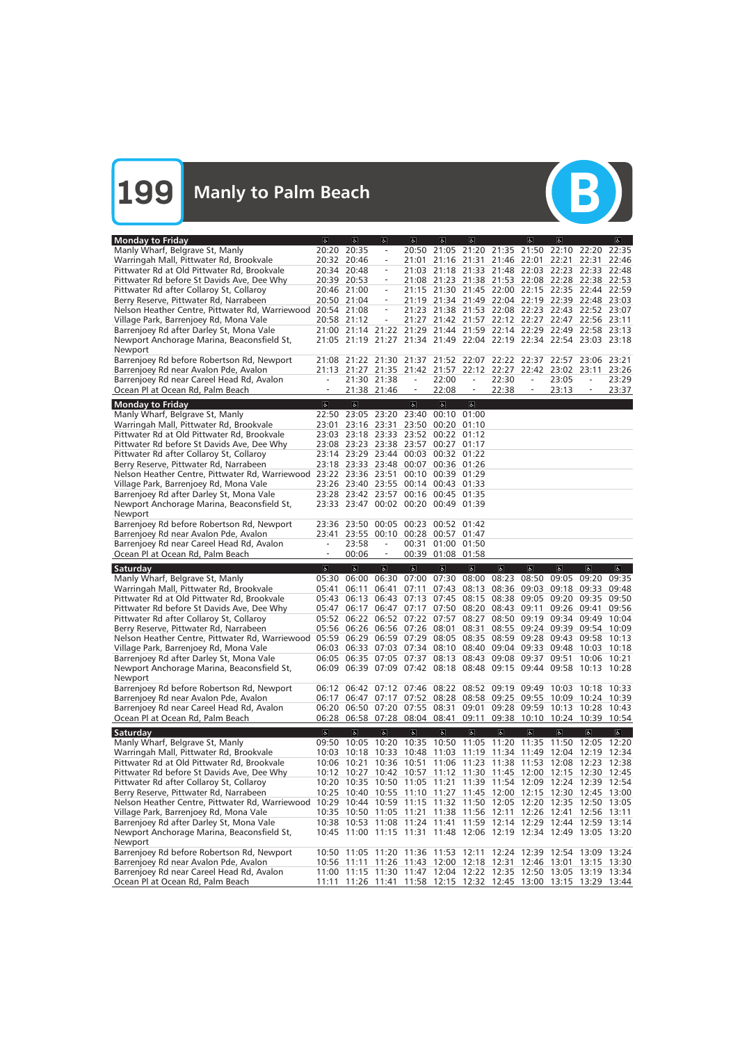# 199 Manly to Palm Beach

**B**

| Monday to Friday | ♿ | ♿ | ♿ | ♿ | ♿ | ♿ | | ♿ | ♿ | | ♿ |
|---|---|---|---|---|---|---|---|---|---|---|---|
| Manly Wharf, Belgrave St, Manly | 20:20 | 20:35 | - | 20:50 | 21:05 | 21:20 | 21:35 | 21:50 | 22:10 | 22:20 | 22:35 |
| Warringah Mall, Pittwater Rd, Brookvale | 20:32 | 20:46 | - | 21:01 | 21:16 | 21:31 | 21:46 | 22:01 | 22:21 | 22:31 | 22:46 |
| Pittwater Rd at Old Pittwater Rd, Brookvale | 20:34 | 20:48 | - | 21:03 | 21:18 | 21:33 | 21:48 | 22:03 | 22:23 | 22:33 | 22:48 |
| Pittwater Rd before St Davids Ave, Dee Why | 20:39 | 20:53 | - | 21:08 | 21:23 | 21:38 | 21:53 | 22:08 | 22:28 | 22:38 | 22:53 |
| Pittwater Rd after Collaroy St, Collaroy | 20:46 | 21:00 | - | 21:15 | 21:30 | 21:45 | 22:00 | 22:15 | 22:35 | 22:44 | 22:59 |
| Berry Reserve, Pittwater Rd, Narrabeen | 20:50 | 21:04 | - | 21:19 | 21:34 | 21:49 | 22:04 | 22:19 | 22:39 | 22:48 | 23:03 |
| Nelson Heather Centre, Pittwater Rd, Warriewood | 20:54 | 21:08 | - | 21:23 | 21:38 | 21:53 | 22:08 | 22:23 | 22:43 | 22:52 | 23:07 |
| Village Park, Barrenjoey Rd, Mona Vale | 20:58 | 21:12 | - | 21:27 | 21:42 | 21:57 | 22:12 | 22:27 | 22:47 | 22:56 | 23:11 |
| Barrenjoey Rd after Darley St, Mona Vale | 21:00 | 21:14 | 21:22 | 21:29 | 21:44 | 21:59 | 22:14 | 22:29 | 22:49 | 22:58 | 23:13 |
| Newport Anchorage Marina, Beaconsfield St, Newport | 21:05 | 21:19 | 21:27 | 21:34 | 21:49 | 22:04 | 22:19 | 22:34 | 22:54 | 23:03 | 23:18 |
| Barrenjoey Rd before Robertson Rd, Newport | 21:08 | 21:22 | 21:30 | 21:37 | 21:52 | 22:07 | 22:22 | 22:37 | 22:57 | 23:06 | 23:21 |
| Barrenjoey Rd near Avalon Pde, Avalon | 21:13 | 21:27 | 21:35 | 21:42 | 21:57 | 22:12 | 22:27 | 22:42 | 23:02 | 23:11 | 23:26 |
| Barrenjoey Rd near Careel Head Rd, Avalon | - | 21:30 | 21:38 | - | 22:00 | - | 22:30 | - | 23:05 | - | 23:29 |
| Ocean Pl at Ocean Rd, Palm Beach | - | 21:38 | 21:46 | - | 22:08 | - | 22:38 | - | 23:13 | - | 23:37 |

| Monday to Friday | ♿ | ♿ | | ♿ | ♿ | ♿ |
|---|---|---|---|---|---|---|
| Manly Wharf, Belgrave St, Manly | 22:50 | 23:05 | 23:20 | 23:40 | 00:10 | 01:00 |
| Warringah Mall, Pittwater Rd, Brookvale | 23:01 | 23:16 | 23:31 | 23:50 | 00:20 | 01:10 |
| Pittwater Rd at Old Pittwater Rd, Brookvale | 23:03 | 23:18 | 23:33 | 23:52 | 00:22 | 01:12 |
| Pittwater Rd before St Davids Ave, Dee Why | 23:08 | 23:23 | 23:38 | 23:57 | 00:27 | 01:17 |
| Pittwater Rd after Collaroy St, Collaroy | 23:14 | 23:29 | 23:44 | 00:03 | 00:32 | 01:22 |
| Berry Reserve, Pittwater Rd, Narrabeen | 23:18 | 23:33 | 23:48 | 00:07 | 00:36 | 01:26 |
| Nelson Heather Centre, Pittwater Rd, Warriewood | 23:22 | 23:36 | 23:51 | 00:10 | 00:39 | 01:29 |
| Village Park, Barrenjoey Rd, Mona Vale | 23:26 | 23:40 | 23:55 | 00:14 | 00:43 | 01:33 |
| Barrenjoey Rd after Darley St, Mona Vale | 23:28 | 23:42 | 23:57 | 00:16 | 00:45 | 01:35 |
| Newport Anchorage Marina, Beaconsfield St, Newport | 23:33 | 23:47 | 00:02 | 00:20 | 00:49 | 01:39 |
| Barrenjoey Rd before Robertson Rd, Newport | 23:36 | 23:50 | 00:05 | 00:23 | 00:52 | 01:42 |
| Barrenjoey Rd near Avalon Pde, Avalon | 23:41 | 23:55 | 00:10 | 00:28 | 00:57 | 01:47 |
| Barrenjoey Rd near Careel Head Rd, Avalon | - | 23:58 | - | 00:31 | 01:00 | 01:50 |
| Ocean Pl at Ocean Rd, Palm Beach | - | 00:06 | - | 00:39 | 01:08 | 01:58 |

| Saturday | ♿ | ♿ | ♿ | ♿ | ♿ | ♿ | ♿ | ♿ | ♿ | ♿ | ♿ |
|---|---|---|---|---|---|---|---|---|---|---|---|
| Manly Wharf, Belgrave St, Manly | 05:30 | 06:00 | 06:30 | 07:00 | 07:30 | 08:00 | 08:23 | 08:50 | 09:05 | 09:20 | 09:35 |
| Warringah Mall, Pittwater Rd, Brookvale | 05:41 | 06:11 | 06:41 | 07:11 | 07:43 | 08:13 | 08:36 | 09:03 | 09:18 | 09:33 | 09:48 |
| Pittwater Rd at Old Pittwater Rd, Brookvale | 05:43 | 06:13 | 06:43 | 07:13 | 07:45 | 08:15 | 08:38 | 09:05 | 09:20 | 09:35 | 09:50 |
| Pittwater Rd before St Davids Ave, Dee Why | 05:47 | 06:17 | 06:47 | 07:17 | 07:50 | 08:20 | 08:43 | 09:11 | 09:26 | 09:41 | 09:56 |
| Pittwater Rd after Collaroy St, Collaroy | 05:52 | 06:22 | 06:52 | 07:22 | 07:57 | 08:27 | 08:50 | 09:19 | 09:34 | 09:49 | 10:04 |
| Berry Reserve, Pittwater Rd, Narrabeen | 05:56 | 06:26 | 06:56 | 07:26 | 08:01 | 08:31 | 08:55 | 09:24 | 09:39 | 09:54 | 10:09 |
| Nelson Heather Centre, Pittwater Rd, Warriewood | 05:59 | 06:29 | 06:59 | 07:29 | 08:05 | 08:35 | 08:59 | 09:28 | 09:43 | 09:58 | 10:13 |
| Village Park, Barrenjoey Rd, Mona Vale | 06:03 | 06:33 | 07:03 | 07:34 | 08:10 | 08:40 | 09:04 | 09:33 | 09:48 | 10:03 | 10:18 |
| Barrenjoey Rd after Darley St, Mona Vale | 06:05 | 06:35 | 07:05 | 07:37 | 08:13 | 08:43 | 09:08 | 09:37 | 09:51 | 10:06 | 10:21 |
| Newport Anchorage Marina, Beaconsfield St, Newport | 06:09 | 06:39 | 07:09 | 07:42 | 08:18 | 08:48 | 09:15 | 09:44 | 09:58 | 10:13 | 10:28 |
| Barrenjoey Rd before Robertson Rd, Newport | 06:12 | 06:42 | 07:12 | 07:46 | 08:22 | 08:52 | 09:19 | 09:49 | 10:03 | 10:18 | 10:33 |
| Barrenjoey Rd near Avalon Pde, Avalon | 06:17 | 06:47 | 07:17 | 07:52 | 08:28 | 08:58 | 09:25 | 09:55 | 10:09 | 10:24 | 10:39 |
| Barrenjoey Rd near Careel Head Rd, Avalon | 06:20 | 06:50 | 07:20 | 07:55 | 08:31 | 09:01 | 09:28 | 09:59 | 10:13 | 10:28 | 10:43 |
| Ocean Pl at Ocean Rd, Palm Beach | 06:28 | 06:58 | 07:28 | 08:04 | 08:41 | 09:11 | 09:38 | 10:10 | 10:24 | 10:39 | 10:54 |

| Saturday | ♿ | ♿ | ♿ | ♿ | ♿ | ♿ | ♿ | ♿ | ♿ | ♿ | ♿ |
|---|---|---|---|---|---|---|---|---|---|---|---|
| Manly Wharf, Belgrave St, Manly | 09:50 | 10:05 | 10:20 | 10:35 | 10:50 | 11:05 | 11:20 | 11:35 | 11:50 | 12:05 | 12:20 |
| Warringah Mall, Pittwater Rd, Brookvale | 10:03 | 10:18 | 10:33 | 10:48 | 11:03 | 11:19 | 11:34 | 11:49 | 12:04 | 12:19 | 12:34 |
| Pittwater Rd at Old Pittwater Rd, Brookvale | 10:06 | 10:21 | 10:36 | 10:51 | 11:06 | 11:23 | 11:38 | 11:53 | 12:08 | 12:23 | 12:38 |
| Pittwater Rd before St Davids Ave, Dee Why | 10:12 | 10:27 | 10:42 | 10:57 | 11:12 | 11:30 | 11:45 | 12:00 | 12:15 | 12:30 | 12:45 |
| Pittwater Rd after Collaroy St, Collaroy | 10:20 | 10:35 | 10:50 | 11:05 | 11:21 | 11:39 | 11:54 | 12:09 | 12:24 | 12:39 | 12:54 |
| Berry Reserve, Pittwater Rd, Narrabeen | 10:25 | 10:40 | 10:55 | 11:10 | 11:27 | 11:45 | 12:00 | 12:15 | 12:30 | 12:45 | 13:00 |
| Nelson Heather Centre, Pittwater Rd, Warriewood | 10:29 | 10:44 | 10:59 | 11:15 | 11:32 | 11:50 | 12:05 | 12:20 | 12:35 | 12:50 | 13:05 |
| Village Park, Barrenjoey Rd, Mona Vale | 10:35 | 10:50 | 11:05 | 11:21 | 11:38 | 11:56 | 12:11 | 12:26 | 12:41 | 12:56 | 13:11 |
| Barrenjoey Rd after Darley St, Mona Vale | 10:38 | 10:53 | 11:08 | 11:24 | 11:41 | 11:59 | 12:14 | 12:29 | 12:44 | 12:59 | 13:14 |
| Newport Anchorage Marina, Beaconsfield St, Newport | 10:45 | 11:00 | 11:15 | 11:31 | 11:48 | 12:06 | 12:19 | 12:34 | 12:49 | 13:05 | 13:20 |
| Barrenjoey Rd before Robertson Rd, Newport | 10:50 | 11:05 | 11:20 | 11:36 | 11:53 | 12:11 | 12:24 | 12:39 | 12:54 | 13:09 | 13:24 |
| Barrenjoey Rd near Avalon Pde, Avalon | 10:56 | 11:11 | 11:26 | 11:43 | 12:00 | 12:18 | 12:31 | 12:46 | 13:01 | 13:15 | 13:30 |
| Barrenjoey Rd near Careel Head Rd, Avalon | 11:00 | 11:15 | 11:30 | 11:47 | 12:04 | 12:22 | 12:35 | 12:50 | 13:05 | 13:19 | 13:34 |
| Ocean Pl at Ocean Rd, Palm Beach | 11:11 | 11:26 | 11:41 | 11:58 | 12:15 | 12:32 | 12:45 | 13:00 | 13:15 | 13:29 | 13:44 |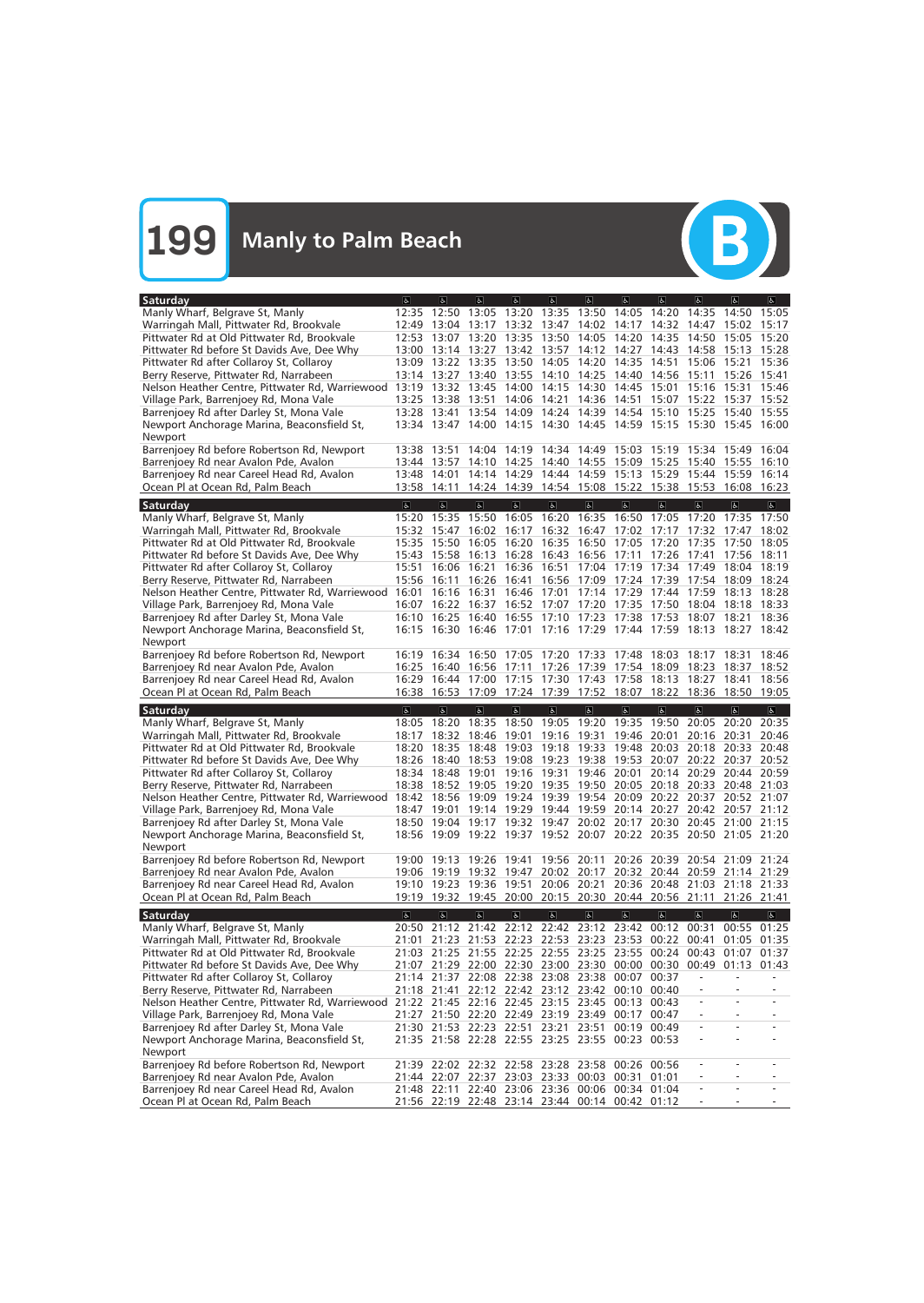# 199 Manly to Palm Beach

B

| Saturday | | | | | | | | | | | |
|---|---|---|---|---|---|---|---|---|---|---|---|
| Manly Wharf, Belgrave St, Manly | 12:35 | 12:50 | 13:05 | 13:20 | 13:35 | 13:50 | 14:05 | 14:20 | 14:35 | 14:50 | 15:05 |
| Warringah Mall, Pittwater Rd, Brookvale | 12:49 | 13:04 | 13:17 | 13:32 | 13:47 | 14:02 | 14:17 | 14:32 | 14:47 | 15:02 | 15:17 |
| Pittwater Rd at Old Pittwater Rd, Brookvale | 12:53 | 13:07 | 13:20 | 13:35 | 13:50 | 14:05 | 14:20 | 14:35 | 14:50 | 15:05 | 15:20 |
| Pittwater Rd before St Davids Ave, Dee Why | 13:00 | 13:14 | 13:27 | 13:42 | 13:57 | 14:12 | 14:27 | 14:43 | 14:58 | 15:13 | 15:28 |
| Pittwater Rd after Collaroy St, Collaroy | 13:09 | 13:22 | 13:35 | 13:50 | 14:05 | 14:20 | 14:35 | 14:51 | 15:06 | 15:21 | 15:36 |
| Berry Reserve, Pittwater Rd, Narrabeen | 13:14 | 13:27 | 13:40 | 13:55 | 14:10 | 14:25 | 14:40 | 14:56 | 15:11 | 15:26 | 15:41 |
| Nelson Heather Centre, Pittwater Rd, Warriewood | 13:19 | 13:32 | 13:45 | 14:00 | 14:15 | 14:30 | 14:45 | 15:01 | 15:16 | 15:31 | 15:46 |
| Village Park, Barrenjoey Rd, Mona Vale | 13:25 | 13:38 | 13:51 | 14:06 | 14:21 | 14:36 | 14:51 | 15:07 | 15:22 | 15:37 | 15:52 |
| Barrenjoey Rd after Darley St, Mona Vale | 13:28 | 13:41 | 13:54 | 14:09 | 14:24 | 14:39 | 14:54 | 15:10 | 15:25 | 15:40 | 15:55 |
| Newport Anchorage Marina, Beaconsfield St, Newport | 13:34 | 13:47 | 14:00 | 14:15 | 14:30 | 14:45 | 14:59 | 15:15 | 15:30 | 15:45 | 16:00 |
| Barrenjoey Rd before Robertson Rd, Newport | 13:38 | 13:51 | 14:04 | 14:19 | 14:34 | 14:49 | 15:03 | 15:19 | 15:34 | 15:49 | 16:04 |
| Barrenjoey Rd near Avalon Pde, Avalon | 13:44 | 13:57 | 14:10 | 14:25 | 14:40 | 14:55 | 15:09 | 15:25 | 15:40 | 15:55 | 16:10 |
| Barrenjoey Rd near Careel Head Rd, Avalon | 13:48 | 14:01 | 14:14 | 14:29 | 14:44 | 14:59 | 15:13 | 15:29 | 15:44 | 15:59 | 16:14 |
| Ocean Pl at Ocean Rd, Palm Beach | 13:58 | 14:11 | 14:24 | 14:39 | 14:54 | 15:08 | 15:22 | 15:38 | 15:53 | 16:08 | 16:23 |

| Saturday | | | | | | | | | | | |
|---|---|---|---|---|---|---|---|---|---|---|---|
| Manly Wharf, Belgrave St, Manly | 15:20 | 15:35 | 15:50 | 16:05 | 16:20 | 16:35 | 16:50 | 17:05 | 17:20 | 17:35 | 17:50 |
| Warringah Mall, Pittwater Rd, Brookvale | 15:32 | 15:47 | 16:02 | 16:17 | 16:32 | 16:47 | 17:02 | 17:17 | 17:32 | 17:47 | 18:02 |
| Pittwater Rd at Old Pittwater Rd, Brookvale | 15:35 | 15:50 | 16:05 | 16:20 | 16:35 | 16:50 | 17:05 | 17:20 | 17:35 | 17:50 | 18:05 |
| Pittwater Rd before St Davids Ave, Dee Why | 15:43 | 15:58 | 16:13 | 16:28 | 16:43 | 16:56 | 17:11 | 17:26 | 17:41 | 17:56 | 18:11 |
| Pittwater Rd after Collaroy St, Collaroy | 15:51 | 16:06 | 16:21 | 16:36 | 16:51 | 17:04 | 17:19 | 17:34 | 17:49 | 18:04 | 18:19 |
| Berry Reserve, Pittwater Rd, Narrabeen | 15:56 | 16:11 | 16:26 | 16:41 | 16:56 | 17:09 | 17:24 | 17:39 | 17:54 | 18:09 | 18:24 |
| Nelson Heather Centre, Pittwater Rd, Warriewood | 16:01 | 16:16 | 16:31 | 16:46 | 17:01 | 17:14 | 17:29 | 17:44 | 17:59 | 18:13 | 18:28 |
| Village Park, Barrenjoey Rd, Mona Vale | 16:07 | 16:22 | 16:37 | 16:52 | 17:07 | 17:20 | 17:35 | 17:50 | 18:04 | 18:18 | 18:33 |
| Barrenjoey Rd after Darley St, Mona Vale | 16:10 | 16:25 | 16:40 | 16:55 | 17:10 | 17:23 | 17:38 | 17:53 | 18:07 | 18:21 | 18:36 |
| Newport Anchorage Marina, Beaconsfield St, Newport | 16:15 | 16:30 | 16:46 | 17:01 | 17:16 | 17:29 | 17:44 | 17:59 | 18:13 | 18:27 | 18:42 |
| Barrenjoey Rd before Robertson Rd, Newport | 16:19 | 16:34 | 16:50 | 17:05 | 17:20 | 17:33 | 17:48 | 18:03 | 18:17 | 18:31 | 18:46 |
| Barrenjoey Rd near Avalon Pde, Avalon | 16:25 | 16:40 | 16:56 | 17:11 | 17:26 | 17:39 | 17:54 | 18:09 | 18:23 | 18:37 | 18:52 |
| Barrenjoey Rd near Careel Head Rd, Avalon | 16:29 | 16:44 | 17:00 | 17:15 | 17:30 | 17:43 | 17:58 | 18:13 | 18:27 | 18:41 | 18:56 |
| Ocean Pl at Ocean Rd, Palm Beach | 16:38 | 16:53 | 17:09 | 17:24 | 17:39 | 17:52 | 18:07 | 18:22 | 18:36 | 18:50 | 19:05 |

| Saturday | | | | | | | | | | | |
|---|---|---|---|---|---|---|---|---|---|---|---|
| Manly Wharf, Belgrave St, Manly | 18:05 | 18:20 | 18:35 | 18:50 | 19:05 | 19:20 | 19:35 | 19:50 | 20:05 | 20:20 | 20:35 |
| Warringah Mall, Pittwater Rd, Brookvale | 18:17 | 18:32 | 18:46 | 19:01 | 19:16 | 19:31 | 19:46 | 20:01 | 20:16 | 20:31 | 20:46 |
| Pittwater Rd at Old Pittwater Rd, Brookvale | 18:20 | 18:35 | 18:48 | 19:03 | 19:18 | 19:33 | 19:48 | 20:03 | 20:18 | 20:33 | 20:48 |
| Pittwater Rd before St Davids Ave, Dee Why | 18:26 | 18:40 | 18:53 | 19:08 | 19:23 | 19:38 | 19:53 | 20:07 | 20:22 | 20:37 | 20:52 |
| Pittwater Rd after Collaroy St, Collaroy | 18:34 | 18:48 | 19:01 | 19:16 | 19:31 | 19:46 | 20:01 | 20:14 | 20:29 | 20:44 | 20:59 |
| Berry Reserve, Pittwater Rd, Narrabeen | 18:38 | 18:52 | 19:05 | 19:20 | 19:35 | 19:50 | 20:05 | 20:18 | 20:33 | 20:48 | 21:03 |
| Nelson Heather Centre, Pittwater Rd, Warriewood | 18:42 | 18:56 | 19:09 | 19:24 | 19:39 | 19:54 | 20:09 | 20:22 | 20:37 | 20:52 | 21:07 |
| Village Park, Barrenjoey Rd, Mona Vale | 18:47 | 19:01 | 19:14 | 19:29 | 19:44 | 19:59 | 20:14 | 20:27 | 20:42 | 20:57 | 21:12 |
| Barrenjoey Rd after Darley St, Mona Vale | 18:50 | 19:04 | 19:17 | 19:32 | 19:47 | 20:02 | 20:17 | 20:30 | 20:45 | 21:00 | 21:15 |
| Newport Anchorage Marina, Beaconsfield St, Newport | 18:56 | 19:09 | 19:22 | 19:37 | 19:52 | 20:07 | 20:22 | 20:35 | 20:50 | 21:05 | 21:20 |
| Barrenjoey Rd before Robertson Rd, Newport | 19:00 | 19:13 | 19:26 | 19:41 | 19:56 | 20:11 | 20:26 | 20:39 | 20:54 | 21:09 | 21:24 |
| Barrenjoey Rd near Avalon Pde, Avalon | 19:06 | 19:19 | 19:32 | 19:47 | 20:02 | 20:17 | 20:32 | 20:44 | 20:59 | 21:14 | 21:29 |
| Barrenjoey Rd near Careel Head Rd, Avalon | 19:10 | 19:23 | 19:36 | 19:51 | 20:06 | 20:21 | 20:36 | 20:48 | 21:03 | 21:18 | 21:33 |
| Ocean Pl at Ocean Rd, Palm Beach | 19:19 | 19:32 | 19:45 | 20:00 | 20:15 | 20:30 | 20:44 | 20:56 | 21:11 | 21:26 | 21:41 |

| Saturday | | | | | | | | | | | |
|---|---|---|---|---|---|---|---|---|---|---|---|
| Manly Wharf, Belgrave St, Manly | 20:50 | 21:12 | 21:42 | 22:12 | 22:42 | 23:12 | 23:42 | 00:12 | 00:31 | 00:55 | 01:25 |
| Warringah Mall, Pittwater Rd, Brookvale | 21:01 | 21:23 | 21:53 | 22:23 | 22:53 | 23:23 | 23:53 | 00:22 | 00:41 | 01:05 | 01:35 |
| Pittwater Rd at Old Pittwater Rd, Brookvale | 21:03 | 21:25 | 21:55 | 22:25 | 22:55 | 23:25 | 23:55 | 00:24 | 00:43 | 01:07 | 01:37 |
| Pittwater Rd before St Davids Ave, Dee Why | 21:07 | 21:29 | 22:00 | 22:30 | 23:00 | 23:30 | 00:00 | 00:30 | 00:49 | 01:13 | 01:43 |
| Pittwater Rd after Collaroy St, Collaroy | 21:14 | 21:37 | 22:08 | 22:38 | 23:08 | 23:38 | 00:07 | 00:37 | - | - | - |
| Berry Reserve, Pittwater Rd, Narrabeen | 21:18 | 21:41 | 22:12 | 22:42 | 23:12 | 23:42 | 00:10 | 00:40 | - | - | - |
| Nelson Heather Centre, Pittwater Rd, Warriewood | 21:22 | 21:45 | 22:16 | 22:45 | 23:15 | 23:45 | 00:13 | 00:43 | - | - | - |
| Village Park, Barrenjoey Rd, Mona Vale | 21:27 | 21:50 | 22:20 | 22:49 | 23:19 | 23:49 | 00:17 | 00:47 | - | - | - |
| Barrenjoey Rd after Darley St, Mona Vale | 21:30 | 21:53 | 22:23 | 22:51 | 23:21 | 23:51 | 00:19 | 00:49 | - | - | - |
| Newport Anchorage Marina, Beaconsfield St, Newport | 21:35 | 21:58 | 22:28 | 22:55 | 23:25 | 23:55 | 00:23 | 00:53 | - | - | - |
| Barrenjoey Rd before Robertson Rd, Newport | 21:39 | 22:02 | 22:32 | 22:58 | 23:28 | 23:58 | 00:26 | 00:56 | - | - | - |
| Barrenjoey Rd near Avalon Pde, Avalon | 21:44 | 22:07 | 22:37 | 23:03 | 23:33 | 00:03 | 00:31 | 01:01 | - | - | - |
| Barrenjoey Rd near Careel Head Rd, Avalon | 21:48 | 22:11 | 22:40 | 23:06 | 23:36 | 00:06 | 00:34 | 01:04 | - | - | - |
| Ocean Pl at Ocean Rd, Palm Beach | 21:56 | 22:19 | 22:48 | 23:14 | 23:44 | 00:14 | 00:42 | 01:12 | - | - | - |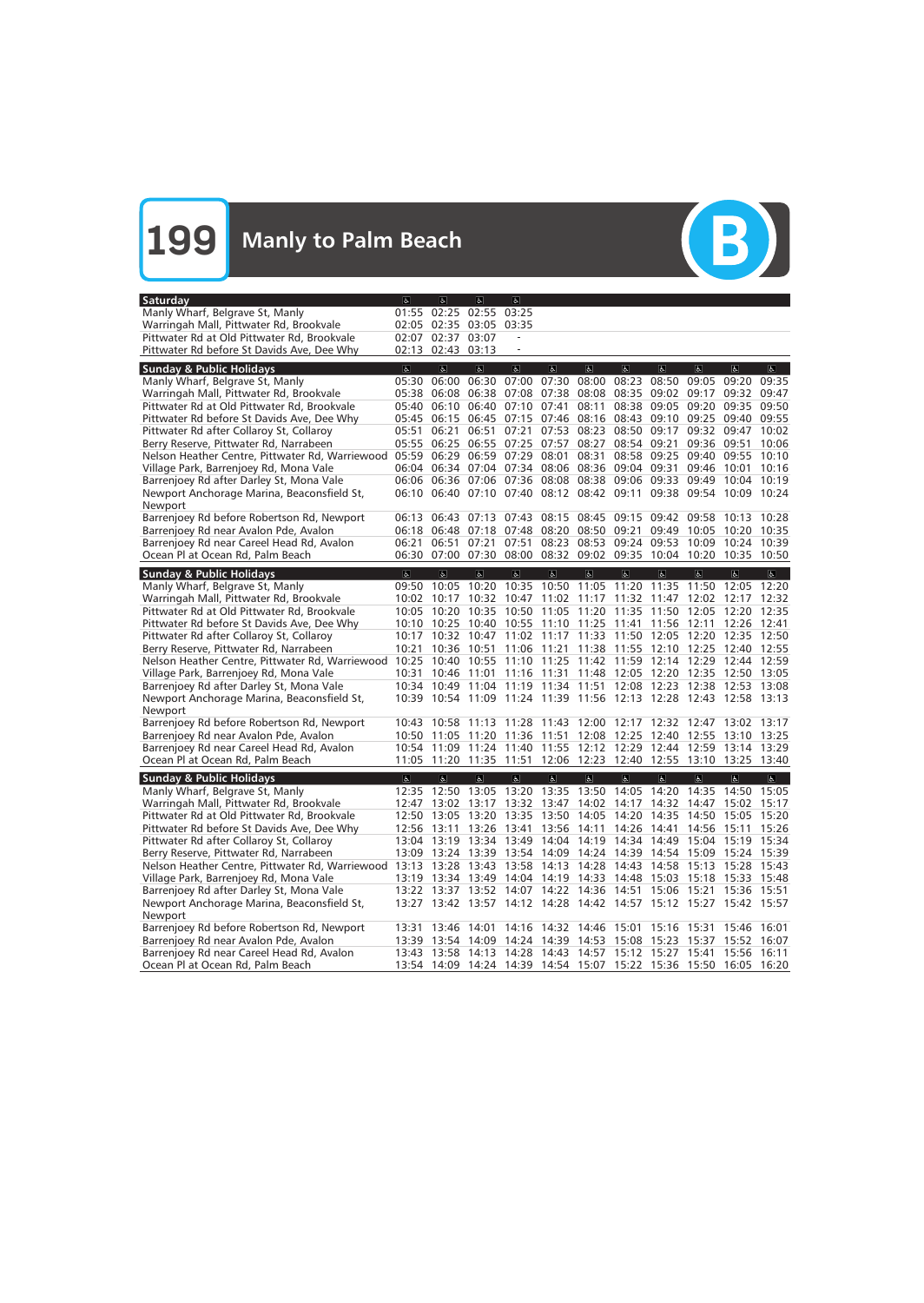# 199 Manly to Palm Beach

B

| Saturday | ♿ | ♿ | ♿ | ♿ |
|---|---|---|---|---|
| Manly Wharf, Belgrave St, Manly | 01:55 | 02:25 | 02:55 | 03:25 |
| Warringah Mall, Pittwater Rd, Brookvale | 02:05 | 02:35 | 03:05 | 03:35 |
| Pittwater Rd at Old Pittwater Rd, Brookvale | 02:07 | 02:37 | 03:07 | - |
| Pittwater Rd before St Davids Ave, Dee Why | 02:13 | 02:43 | 03:13 | - |

| Sunday & Public Holidays | ♿ | ♿ | ♿ | ♿ | ♿ | ♿ | ♿ | ♿ | ♿ | ♿ | ♿ |
|---|---|---|---|---|---|---|---|---|---|---|---|
| Manly Wharf, Belgrave St, Manly | 05:30 | 06:00 | 06:30 | 07:00 | 07:30 | 08:00 | 08:23 | 08:50 | 09:05 | 09:20 | 09:35 |
| Warringah Mall, Pittwater Rd, Brookvale | 05:38 | 06:08 | 06:38 | 07:08 | 07:38 | 08:08 | 08:35 | 09:02 | 09:17 | 09:32 | 09:47 |
| Pittwater Rd at Old Pittwater Rd, Brookvale | 05:40 | 06:10 | 06:40 | 07:10 | 07:41 | 08:11 | 08:38 | 09:05 | 09:20 | 09:35 | 09:50 |
| Pittwater Rd before St Davids Ave, Dee Why | 05:45 | 06:15 | 06:45 | 07:15 | 07:46 | 08:16 | 08:43 | 09:10 | 09:25 | 09:40 | 09:55 |
| Pittwater Rd after Collaroy St, Collaroy | 05:51 | 06:21 | 06:51 | 07:21 | 07:53 | 08:23 | 08:50 | 09:17 | 09:32 | 09:47 | 10:02 |
| Berry Reserve, Pittwater Rd, Narrabeen | 05:55 | 06:25 | 06:55 | 07:25 | 07:57 | 08:27 | 08:54 | 09:21 | 09:36 | 09:51 | 10:06 |
| Nelson Heather Centre, Pittwater Rd, Warriewood | 05:59 | 06:29 | 06:59 | 07:29 | 08:01 | 08:31 | 08:58 | 09:25 | 09:40 | 09:55 | 10:10 |
| Village Park, Barrenjoey Rd, Mona Vale | 06:04 | 06:34 | 07:04 | 07:34 | 08:06 | 08:36 | 09:04 | 09:31 | 09:46 | 10:01 | 10:16 |
| Barrenjoey Rd after Darley St, Mona Vale | 06:06 | 06:36 | 07:06 | 07:36 | 08:08 | 08:38 | 09:06 | 09:33 | 09:49 | 10:04 | 10:19 |
| Newport Anchorage Marina, Beaconsfield St, Newport | 06:10 | 06:40 | 07:10 | 07:40 | 08:12 | 08:42 | 09:11 | 09:38 | 09:54 | 10:09 | 10:24 |
| Barrenjoey Rd before Robertson Rd, Newport | 06:13 | 06:43 | 07:13 | 07:43 | 08:15 | 08:45 | 09:15 | 09:42 | 09:58 | 10:13 | 10:28 |
| Barrenjoey Rd near Avalon Pde, Avalon | 06:18 | 06:48 | 07:18 | 07:48 | 08:20 | 08:50 | 09:21 | 09:49 | 10:05 | 10:20 | 10:35 |
| Barrenjoey Rd near Careel Head Rd, Avalon | 06:21 | 06:51 | 07:21 | 07:51 | 08:23 | 08:53 | 09:24 | 09:53 | 10:09 | 10:24 | 10:39 |
| Ocean Pl at Ocean Rd, Palm Beach | 06:30 | 07:00 | 07:30 | 08:00 | 08:32 | 09:02 | 09:35 | 10:04 | 10:20 | 10:35 | 10:50 |

| Sunday & Public Holidays | ♿ | ♿ | ♿ | ♿ | ♿ | ♿ | ♿ | ♿ | ♿ | ♿ | ♿ |
|---|---|---|---|---|---|---|---|---|---|---|---|
| Manly Wharf, Belgrave St, Manly | 09:50 | 10:05 | 10:20 | 10:35 | 10:50 | 11:05 | 11:20 | 11:35 | 11:50 | 12:05 | 12:20 |
| Warringah Mall, Pittwater Rd, Brookvale | 10:02 | 10:17 | 10:32 | 10:47 | 11:02 | 11:17 | 11:32 | 11:47 | 12:02 | 12:17 | 12:32 |
| Pittwater Rd at Old Pittwater Rd, Brookvale | 10:05 | 10:20 | 10:35 | 10:50 | 11:05 | 11:20 | 11:35 | 11:50 | 12:05 | 12:20 | 12:35 |
| Pittwater Rd before St Davids Ave, Dee Why | 10:10 | 10:25 | 10:40 | 10:55 | 11:10 | 11:25 | 11:41 | 11:56 | 12:11 | 12:26 | 12:41 |
| Pittwater Rd after Collaroy St, Collaroy | 10:17 | 10:32 | 10:47 | 11:02 | 11:17 | 11:33 | 11:50 | 12:05 | 12:20 | 12:35 | 12:50 |
| Berry Reserve, Pittwater Rd, Narrabeen | 10:21 | 10:36 | 10:51 | 11:06 | 11:21 | 11:38 | 11:55 | 12:10 | 12:25 | 12:40 | 12:55 |
| Nelson Heather Centre, Pittwater Rd, Warriewood | 10:25 | 10:40 | 10:55 | 11:10 | 11:25 | 11:42 | 11:59 | 12:14 | 12:29 | 12:44 | 12:59 |
| Village Park, Barrenjoey Rd, Mona Vale | 10:31 | 10:46 | 11:01 | 11:16 | 11:31 | 11:48 | 12:05 | 12:20 | 12:35 | 12:50 | 13:05 |
| Barrenjoey Rd after Darley St, Mona Vale | 10:34 | 10:49 | 11:04 | 11:19 | 11:34 | 11:51 | 12:08 | 12:23 | 12:38 | 12:53 | 13:08 |
| Newport Anchorage Marina, Beaconsfield St, Newport | 10:39 | 10:54 | 11:09 | 11:24 | 11:39 | 11:56 | 12:13 | 12:28 | 12:43 | 12:58 | 13:13 |
| Barrenjoey Rd before Robertson Rd, Newport | 10:43 | 10:58 | 11:13 | 11:28 | 11:43 | 12:00 | 12:17 | 12:32 | 12:47 | 13:02 | 13:17 |
| Barrenjoey Rd near Avalon Pde, Avalon | 10:50 | 11:05 | 11:20 | 11:36 | 11:51 | 12:08 | 12:25 | 12:40 | 12:55 | 13:10 | 13:25 |
| Barrenjoey Rd near Careel Head Rd, Avalon | 10:54 | 11:09 | 11:24 | 11:40 | 11:55 | 12:12 | 12:29 | 12:44 | 12:59 | 13:14 | 13:29 |
| Ocean Pl at Ocean Rd, Palm Beach | 11:05 | 11:20 | 11:35 | 11:51 | 12:06 | 12:23 | 12:40 | 12:55 | 13:10 | 13:25 | 13:40 |

| Sunday & Public Holidays | ♿ | ♿ | ♿ | ♿ | ♿ | ♿ | ♿ | ♿ | ♿ | ♿ | ♿ |
|---|---|---|---|---|---|---|---|---|---|---|---|
| Manly Wharf, Belgrave St, Manly | 12:35 | 12:50 | 13:05 | 13:20 | 13:35 | 13:50 | 14:05 | 14:20 | 14:35 | 14:50 | 15:05 |
| Warringah Mall, Pittwater Rd, Brookvale | 12:47 | 13:02 | 13:17 | 13:32 | 13:47 | 14:02 | 14:17 | 14:32 | 14:47 | 15:02 | 15:17 |
| Pittwater Rd at Old Pittwater Rd, Brookvale | 12:50 | 13:05 | 13:20 | 13:35 | 13:50 | 14:05 | 14:20 | 14:35 | 14:50 | 15:05 | 15:20 |
| Pittwater Rd before St Davids Ave, Dee Why | 12:56 | 13:11 | 13:26 | 13:41 | 13:56 | 14:11 | 14:26 | 14:41 | 14:56 | 15:11 | 15:26 |
| Pittwater Rd after Collaroy St, Collaroy | 13:04 | 13:19 | 13:34 | 13:49 | 14:04 | 14:19 | 14:34 | 14:49 | 15:04 | 15:19 | 15:34 |
| Berry Reserve, Pittwater Rd, Narrabeen | 13:09 | 13:24 | 13:39 | 13:54 | 14:09 | 14:24 | 14:39 | 14:54 | 15:09 | 15:24 | 15:39 |
| Nelson Heather Centre, Pittwater Rd, Warriewood | 13:13 | 13:28 | 13:43 | 13:58 | 14:13 | 14:28 | 14:43 | 14:58 | 15:13 | 15:28 | 15:43 |
| Village Park, Barrenjoey Rd, Mona Vale | 13:19 | 13:34 | 13:49 | 14:04 | 14:19 | 14:33 | 14:48 | 15:03 | 15:18 | 15:33 | 15:48 |
| Barrenjoey Rd after Darley St, Mona Vale | 13:22 | 13:37 | 13:52 | 14:07 | 14:22 | 14:36 | 14:51 | 15:06 | 15:21 | 15:36 | 15:51 |
| Newport Anchorage Marina, Beaconsfield St, Newport | 13:27 | 13:42 | 13:57 | 14:12 | 14:28 | 14:42 | 14:57 | 15:12 | 15:27 | 15:42 | 15:57 |
| Barrenjoey Rd before Robertson Rd, Newport | 13:31 | 13:46 | 14:01 | 14:16 | 14:32 | 14:46 | 15:01 | 15:16 | 15:31 | 15:46 | 16:01 |
| Barrenjoey Rd near Avalon Pde, Avalon | 13:39 | 13:54 | 14:09 | 14:24 | 14:39 | 14:53 | 15:08 | 15:23 | 15:37 | 15:52 | 16:07 |
| Barrenjoey Rd near Careel Head Rd, Avalon | 13:43 | 13:58 | 14:13 | 14:28 | 14:43 | 14:57 | 15:12 | 15:27 | 15:41 | 15:56 | 16:11 |
| Ocean Pl at Ocean Rd, Palm Beach | 13:54 | 14:09 | 14:24 | 14:39 | 14:54 | 15:07 | 15:22 | 15:36 | 15:50 | 16:05 | 16:20 |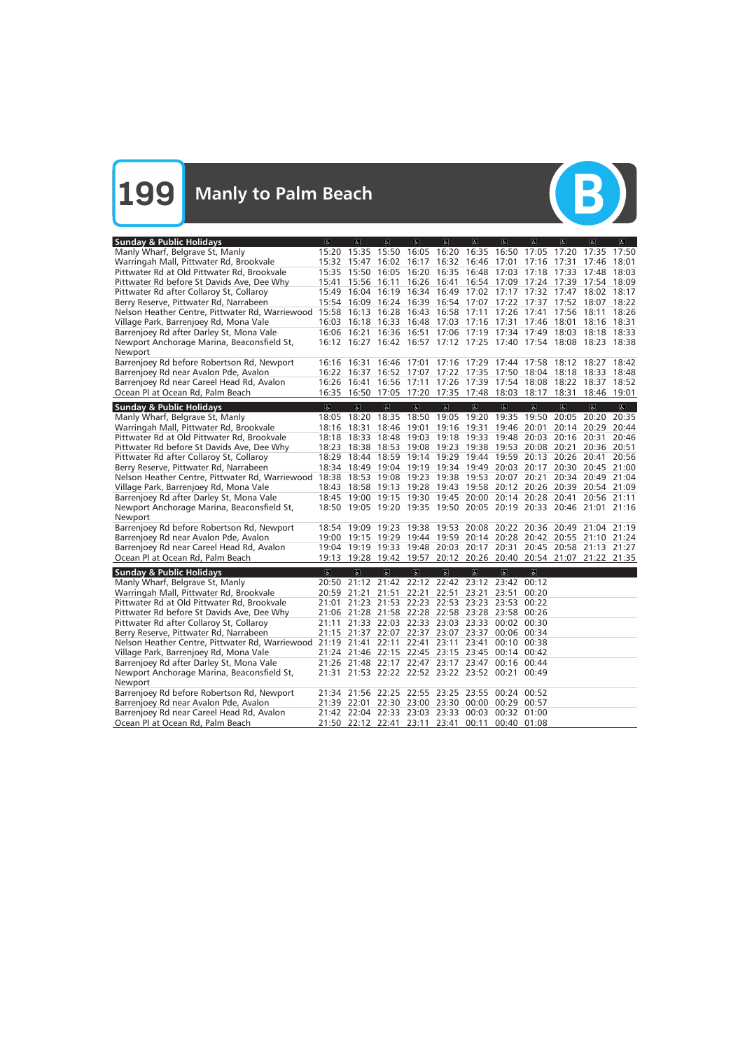# 199 Manly to Palm Beach

B

| Sunday & Public Holidays | | | | | | | | | | | |
|---|---|---|---|---|---|---|---|---|---|---|---|
| Manly Wharf, Belgrave St, Manly | 15:20 | 15:35 | 15:50 | 16:05 | 16:20 | 16:35 | 16:50 | 17:05 | 17:20 | 17:35 | 17:50 |
| Warringah Mall, Pittwater Rd, Brookvale | 15:32 | 15:47 | 16:02 | 16:17 | 16:32 | 16:46 | 17:01 | 17:16 | 17:31 | 17:46 | 18:01 |
| Pittwater Rd at Old Pittwater Rd, Brookvale | 15:35 | 15:50 | 16:05 | 16:20 | 16:35 | 16:48 | 17:03 | 17:18 | 17:33 | 17:48 | 18:03 |
| Pittwater Rd before St Davids Ave, Dee Why | 15:41 | 15:56 | 16:11 | 16:26 | 16:41 | 16:54 | 17:09 | 17:24 | 17:39 | 17:54 | 18:09 |
| Pittwater Rd after Collaroy St, Collaroy | 15:49 | 16:04 | 16:19 | 16:34 | 16:49 | 17:02 | 17:17 | 17:32 | 17:47 | 18:02 | 18:17 |
| Berry Reserve, Pittwater Rd, Narrabeen | 15:54 | 16:09 | 16:24 | 16:39 | 16:54 | 17:07 | 17:22 | 17:37 | 17:52 | 18:07 | 18:22 |
| Nelson Heather Centre, Pittwater Rd, Warriewood | 15:58 | 16:13 | 16:28 | 16:43 | 16:58 | 17:11 | 17:26 | 17:41 | 17:56 | 18:11 | 18:26 |
| Village Park, Barrenjoey Rd, Mona Vale | 16:03 | 16:18 | 16:33 | 16:48 | 17:03 | 17:16 | 17:31 | 17:46 | 18:01 | 18:16 | 18:31 |
| Barrenjoey Rd after Darley St, Mona Vale | 16:06 | 16:21 | 16:36 | 16:51 | 17:06 | 17:19 | 17:34 | 17:49 | 18:03 | 18:18 | 18:33 |
| Newport Anchorage Marina, Beaconsfield St, Newport | 16:12 | 16:27 | 16:42 | 16:57 | 17:12 | 17:25 | 17:40 | 17:54 | 18:08 | 18:23 | 18:38 |
| Barrenjoey Rd before Robertson Rd, Newport | 16:16 | 16:31 | 16:46 | 17:01 | 17:16 | 17:29 | 17:44 | 17:58 | 18:12 | 18:27 | 18:42 |
| Barrenjoey Rd near Avalon Pde, Avalon | 16:22 | 16:37 | 16:52 | 17:07 | 17:22 | 17:35 | 17:50 | 18:04 | 18:18 | 18:33 | 18:48 |
| Barrenjoey Rd near Careel Head Rd, Avalon | 16:26 | 16:41 | 16:56 | 17:11 | 17:26 | 17:39 | 17:54 | 18:08 | 18:22 | 18:37 | 18:52 |
| Ocean Pl at Ocean Rd, Palm Beach | 16:35 | 16:50 | 17:05 | 17:20 | 17:35 | 17:48 | 18:03 | 18:17 | 18:31 | 18:46 | 19:01 |

| Sunday & Public Holidays | | | | | | | | | | | |
|---|---|---|---|---|---|---|---|---|---|---|---|
| Manly Wharf, Belgrave St, Manly | 18:05 | 18:20 | 18:35 | 18:50 | 19:05 | 19:20 | 19:35 | 19:50 | 20:05 | 20:20 | 20:35 |
| Warringah Mall, Pittwater Rd, Brookvale | 18:16 | 18:31 | 18:46 | 19:01 | 19:16 | 19:31 | 19:46 | 20:01 | 20:14 | 20:29 | 20:44 |
| Pittwater Rd at Old Pittwater Rd, Brookvale | 18:18 | 18:33 | 18:48 | 19:03 | 19:18 | 19:33 | 19:48 | 20:03 | 20:16 | 20:31 | 20:46 |
| Pittwater Rd before St Davids Ave, Dee Why | 18:23 | 18:38 | 18:53 | 19:08 | 19:23 | 19:38 | 19:53 | 20:08 | 20:21 | 20:36 | 20:51 |
| Pittwater Rd after Collaroy St, Collaroy | 18:29 | 18:44 | 18:59 | 19:14 | 19:29 | 19:44 | 19:59 | 20:13 | 20:26 | 20:41 | 20:56 |
| Berry Reserve, Pittwater Rd, Narrabeen | 18:34 | 18:49 | 19:04 | 19:19 | 19:34 | 19:49 | 20:03 | 20:17 | 20:30 | 20:45 | 21:00 |
| Nelson Heather Centre, Pittwater Rd, Warriewood | 18:38 | 18:53 | 19:08 | 19:23 | 19:38 | 19:53 | 20:07 | 20:21 | 20:34 | 20:49 | 21:04 |
| Village Park, Barrenjoey Rd, Mona Vale | 18:43 | 18:58 | 19:13 | 19:28 | 19:43 | 19:58 | 20:12 | 20:26 | 20:39 | 20:54 | 21:09 |
| Barrenjoey Rd after Darley St, Mona Vale | 18:45 | 19:00 | 19:15 | 19:30 | 19:45 | 20:00 | 20:14 | 20:28 | 20:41 | 20:56 | 21:11 |
| Newport Anchorage Marina, Beaconsfield St, Newport | 18:50 | 19:05 | 19:20 | 19:35 | 19:50 | 20:05 | 20:19 | 20:33 | 20:46 | 21:01 | 21:16 |
| Barrenjoey Rd before Robertson Rd, Newport | 18:54 | 19:09 | 19:23 | 19:38 | 19:53 | 20:08 | 20:22 | 20:36 | 20:49 | 21:04 | 21:19 |
| Barrenjoey Rd near Avalon Pde, Avalon | 19:00 | 19:15 | 19:29 | 19:44 | 19:59 | 20:14 | 20:28 | 20:42 | 20:55 | 21:10 | 21:24 |
| Barrenjoey Rd near Careel Head Rd, Avalon | 19:04 | 19:19 | 19:33 | 19:48 | 20:03 | 20:17 | 20:31 | 20:45 | 20:58 | 21:13 | 21:27 |
| Ocean Pl at Ocean Rd, Palm Beach | 19:13 | 19:28 | 19:42 | 19:57 | 20:12 | 20:26 | 20:40 | 20:54 | 21:07 | 21:22 | 21:35 |

| Sunday & Public Holidays | | | | | | | | |
|---|---|---|---|---|---|---|---|---|
| Manly Wharf, Belgrave St, Manly | 20:50 | 21:12 | 21:42 | 22:12 | 22:42 | 23:12 | 23:42 | 00:12 |
| Warringah Mall, Pittwater Rd, Brookvale | 20:59 | 21:21 | 21:51 | 22:21 | 22:51 | 23:21 | 23:51 | 00:20 |
| Pittwater Rd at Old Pittwater Rd, Brookvale | 21:01 | 21:23 | 21:53 | 22:23 | 22:53 | 23:23 | 23:53 | 00:22 |
| Pittwater Rd before St Davids Ave, Dee Why | 21:06 | 21:28 | 21:58 | 22:28 | 22:58 | 23:28 | 23:58 | 00:26 |
| Pittwater Rd after Collaroy St, Collaroy | 21:11 | 21:33 | 22:03 | 22:33 | 23:03 | 23:33 | 00:02 | 00:30 |
| Berry Reserve, Pittwater Rd, Narrabeen | 21:15 | 21:37 | 22:07 | 22:37 | 23:07 | 23:37 | 00:06 | 00:34 |
| Nelson Heather Centre, Pittwater Rd, Warriewood | 21:19 | 21:41 | 22:11 | 22:41 | 23:11 | 23:41 | 00:10 | 00:38 |
| Village Park, Barrenjoey Rd, Mona Vale | 21:24 | 21:46 | 22:15 | 22:45 | 23:15 | 23:45 | 00:14 | 00:42 |
| Barrenjoey Rd after Darley St, Mona Vale | 21:26 | 21:48 | 22:17 | 22:47 | 23:17 | 23:47 | 00:16 | 00:44 |
| Newport Anchorage Marina, Beaconsfield St, Newport | 21:31 | 21:53 | 22:22 | 22:52 | 23:22 | 23:52 | 00:21 | 00:49 |
| Barrenjoey Rd before Robertson Rd, Newport | 21:34 | 21:56 | 22:25 | 22:55 | 23:25 | 23:55 | 00:24 | 00:52 |
| Barrenjoey Rd near Avalon Pde, Avalon | 21:39 | 22:01 | 22:30 | 23:00 | 23:30 | 00:00 | 00:29 | 00:57 |
| Barrenjoey Rd near Careel Head Rd, Avalon | 21:42 | 22:04 | 22:33 | 23:03 | 23:33 | 00:03 | 00:32 | 01:00 |
| Ocean Pl at Ocean Rd, Palm Beach | 21:50 | 22:12 | 22:41 | 23:11 | 23:41 | 00:11 | 00:40 | 01:08 |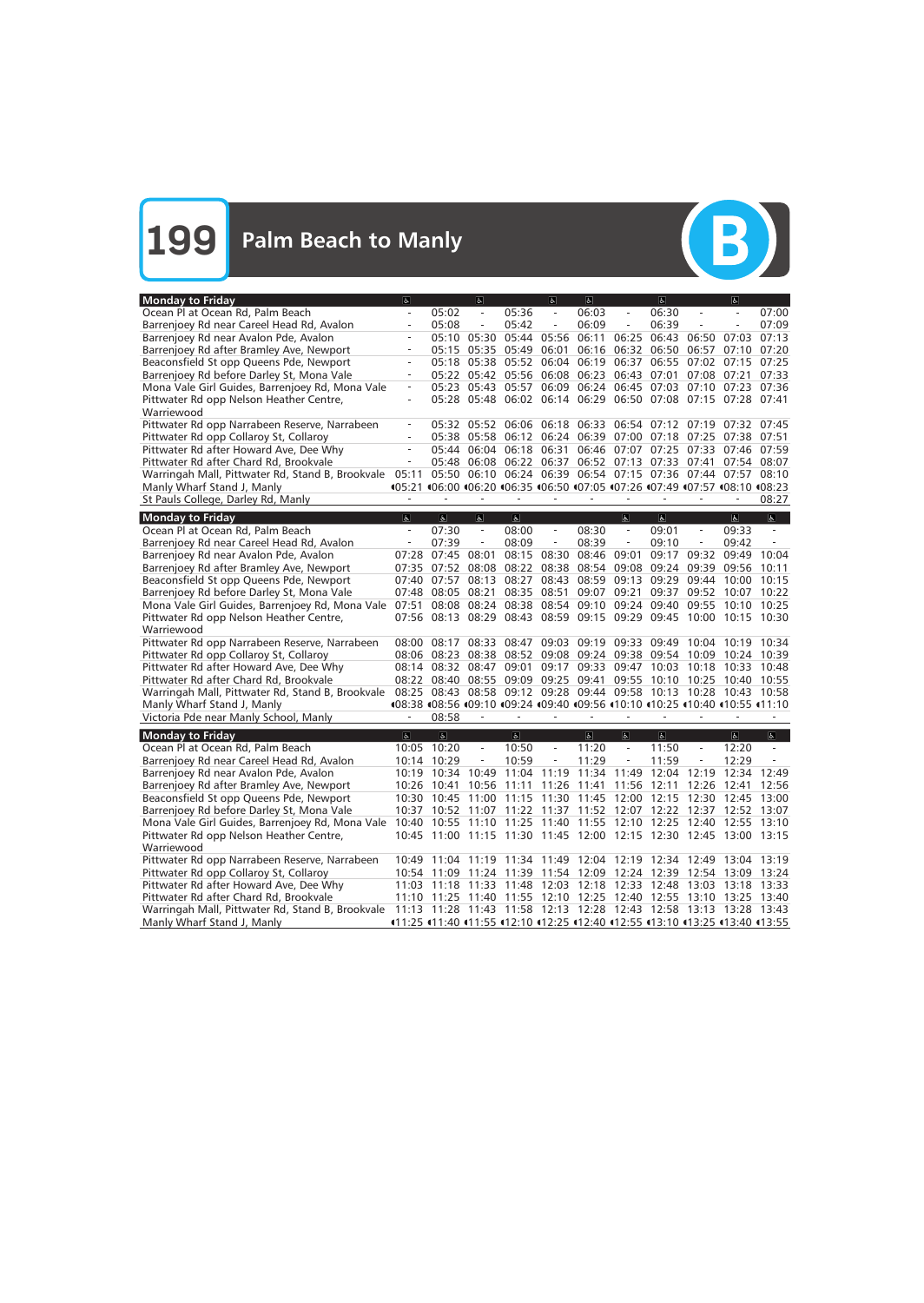# 199 Palm Beach to Manly

B

| Monday to Friday | ♿ | | ♿ | | ♿ | ♿ | | ♿ | | ♿ | |
|---|---|---|---|---|---|---|---|---|---|---|---|
| Ocean Pl at Ocean Rd, Palm Beach | - | 05:02 | - | 05:36 | - | 06:03 | - | 06:30 | - | - | 07:00 |
| Barrenjoey Rd near Careel Head Rd, Avalon | - | 05:08 | - | 05:42 | - | 06:09 | - | 06:39 | - | - | 07:09 |
| Barrenjoey Rd near Avalon Pde, Avalon | - | 05:10 | 05:30 | 05:44 | 05:56 | 06:11 | 06:25 | 06:43 | 06:50 | 07:03 | 07:13 |
| Barrenjoey Rd after Bramley Ave, Newport | - | 05:15 | 05:35 | 05:49 | 06:01 | 06:16 | 06:32 | 06:50 | 06:57 | 07:10 | 07:20 |
| Beaconsfield St opp Queens Pde, Newport | - | 05:18 | 05:38 | 05:52 | 06:04 | 06:19 | 06:37 | 06:55 | 07:02 | 07:15 | 07:25 |
| Barrenjoey Rd before Darley St, Mona Vale | - | 05:22 | 05:42 | 05:56 | 06:08 | 06:23 | 06:43 | 07:01 | 07:08 | 07:21 | 07:33 |
| Mona Vale Girl Guides, Barrenjoey Rd, Mona Vale | - | 05:23 | 05:43 | 05:57 | 06:09 | 06:24 | 06:45 | 07:03 | 07:10 | 07:23 | 07:36 |
| Pittwater Rd opp Nelson Heather Centre, Warriewood | - | 05:28 | 05:48 | 06:02 | 06:14 | 06:29 | 06:50 | 07:08 | 07:15 | 07:28 | 07:41 |
| Pittwater Rd opp Narrabeen Reserve, Narrabeen | - | 05:32 | 05:52 | 06:06 | 06:18 | 06:33 | 06:54 | 07:12 | 07:19 | 07:32 | 07:45 |
| Pittwater Rd opp Collaroy St, Collaroy | - | 05:38 | 05:58 | 06:12 | 06:24 | 06:39 | 07:00 | 07:18 | 07:25 | 07:38 | 07:51 |
| Pittwater Rd after Howard Ave, Dee Why | - | 05:44 | 06:04 | 06:18 | 06:31 | 06:46 | 07:07 | 07:25 | 07:33 | 07:46 | 07:59 |
| Pittwater Rd after Chard Rd, Brookvale | - | 05:48 | 06:08 | 06:22 | 06:37 | 06:52 | 07:13 | 07:33 | 07:41 | 07:54 | 08:07 |
| Warringah Mall, Pittwater Rd, Stand B, Brookvale | 05:11 | 05:50 | 06:10 | 06:24 | 06:39 | 06:54 | 07:15 | 07:36 | 07:44 | 07:57 | 08:10 |
| Manly Wharf Stand J, Manly | 05:21 | 06:00 | 06:20 | 06:35 | 06:50 | 07:05 | 07:26 | 07:49 | 07:57 | 08:10 | 08:23 |
| St Pauls College, Darley Rd, Manly | - | - | - | - | - | - | - | - | - | - | 08:27 |

| Monday to Friday | ♿ | ♿ | ♿ | ♿ | | | ♿ | ♿ | | ♿ | ♿ |
|---|---|---|---|---|---|---|---|---|---|---|---|
| Ocean Pl at Ocean Rd, Palm Beach | - | 07:30 | - | 08:00 | - | 08:30 | - | 09:01 | - | 09:33 | - |
| Barrenjoey Rd near Careel Head Rd, Avalon | - | 07:39 | - | 08:09 | - | 08:39 | - | 09:10 | - | 09:42 | - |
| Barrenjoey Rd near Avalon Pde, Avalon | 07:28 | 07:45 | 08:01 | 08:15 | 08:30 | 08:46 | 09:01 | 09:17 | 09:32 | 09:49 | 10:04 |
| Barrenjoey Rd after Bramley Ave, Newport | 07:35 | 07:52 | 08:08 | 08:22 | 08:38 | 08:54 | 09:08 | 09:24 | 09:39 | 09:56 | 10:11 |
| Beaconsfield St opp Queens Pde, Newport | 07:40 | 07:57 | 08:13 | 08:27 | 08:43 | 08:59 | 09:13 | 09:29 | 09:44 | 10:00 | 10:15 |
| Barrenjoey Rd before Darley St, Mona Vale | 07:48 | 08:05 | 08:21 | 08:35 | 08:51 | 09:07 | 09:21 | 09:37 | 09:52 | 10:07 | 10:22 |
| Mona Vale Girl Guides, Barrenjoey Rd, Mona Vale | 07:51 | 08:08 | 08:24 | 08:38 | 08:54 | 09:10 | 09:24 | 09:40 | 09:55 | 10:10 | 10:25 |
| Pittwater Rd opp Nelson Heather Centre, Warriewood | 07:56 | 08:13 | 08:29 | 08:43 | 08:59 | 09:15 | 09:29 | 09:45 | 10:00 | 10:15 | 10:30 |
| Pittwater Rd opp Narrabeen Reserve, Narrabeen | 08:00 | 08:17 | 08:33 | 08:47 | 09:03 | 09:19 | 09:33 | 09:49 | 10:04 | 10:19 | 10:34 |
| Pittwater Rd opp Collaroy St, Collaroy | 08:06 | 08:23 | 08:38 | 08:52 | 09:08 | 09:24 | 09:38 | 09:54 | 10:09 | 10:24 | 10:39 |
| Pittwater Rd after Howard Ave, Dee Why | 08:14 | 08:32 | 08:47 | 09:01 | 09:17 | 09:33 | 09:47 | 10:03 | 10:18 | 10:33 | 10:48 |
| Pittwater Rd after Chard Rd, Brookvale | 08:22 | 08:40 | 08:55 | 09:09 | 09:25 | 09:41 | 09:55 | 10:10 | 10:25 | 10:40 | 10:55 |
| Warringah Mall, Pittwater Rd, Stand B, Brookvale | 08:25 | 08:43 | 08:58 | 09:12 | 09:28 | 09:44 | 09:58 | 10:13 | 10:28 | 10:43 | 10:58 |
| Manly Wharf Stand J, Manly | 08:38 | 08:56 | 09:10 | 09:24 | 09:40 | 09:56 | 10:10 | 10:25 | 10:40 | 10:55 | 11:10 |
| Victoria Pde near Manly School, Manly | - | 08:58 | - | - | - | - | - | - | - | - | - |

| Monday to Friday | ♿ | ♿ | | ♿ | | ♿ | ♿ | ♿ | | ♿ | ♿ |
|---|---|---|---|---|---|---|---|---|---|---|---|
| Ocean Pl at Ocean Rd, Palm Beach | 10:05 | 10:20 | - | 10:50 | - | 11:20 | - | 11:50 | - | 12:20 | - |
| Barrenjoey Rd near Careel Head Rd, Avalon | 10:14 | 10:29 | - | 10:59 | - | 11:29 | - | 11:59 | - | 12:29 | - |
| Barrenjoey Rd near Avalon Pde, Avalon | 10:19 | 10:34 | 10:49 | 11:04 | 11:19 | 11:34 | 11:49 | 12:04 | 12:19 | 12:34 | 12:49 |
| Barrenjoey Rd after Bramley Ave, Newport | 10:26 | 10:41 | 10:56 | 11:11 | 11:26 | 11:41 | 11:56 | 12:11 | 12:26 | 12:41 | 12:56 |
| Beaconsfield St opp Queens Pde, Newport | 10:30 | 10:45 | 11:00 | 11:15 | 11:30 | 11:45 | 12:00 | 12:15 | 12:30 | 12:45 | 13:00 |
| Barrenjoey Rd before Darley St, Mona Vale | 10:37 | 10:52 | 11:07 | 11:22 | 11:37 | 11:52 | 12:07 | 12:22 | 12:37 | 12:52 | 13:07 |
| Mona Vale Girl Guides, Barrenjoey Rd, Mona Vale | 10:40 | 10:55 | 11:10 | 11:25 | 11:40 | 11:55 | 12:10 | 12:25 | 12:40 | 12:55 | 13:10 |
| Pittwater Rd opp Nelson Heather Centre, Warriewood | 10:45 | 11:00 | 11:15 | 11:30 | 11:45 | 12:00 | 12:15 | 12:30 | 12:45 | 13:00 | 13:15 |
| Pittwater Rd opp Narrabeen Reserve, Narrabeen | 10:49 | 11:04 | 11:19 | 11:34 | 11:49 | 12:04 | 12:19 | 12:34 | 12:49 | 13:04 | 13:19 |
| Pittwater Rd opp Collaroy St, Collaroy | 10:54 | 11:09 | 11:24 | 11:39 | 11:54 | 12:09 | 12:24 | 12:39 | 12:54 | 13:09 | 13:24 |
| Pittwater Rd after Howard Ave, Dee Why | 11:03 | 11:18 | 11:33 | 11:48 | 12:03 | 12:18 | 12:33 | 12:48 | 13:03 | 13:18 | 13:33 |
| Pittwater Rd after Chard Rd, Brookvale | 11:10 | 11:25 | 11:40 | 11:55 | 12:10 | 12:25 | 12:40 | 12:55 | 13:10 | 13:25 | 13:40 |
| Warringah Mall, Pittwater Rd, Stand B, Brookvale | 11:13 | 11:28 | 11:43 | 11:58 | 12:13 | 12:28 | 12:43 | 12:58 | 13:13 | 13:28 | 13:43 |
| Manly Wharf Stand J, Manly | 11:25 | 11:40 | 11:55 | 12:10 | 12:25 | 12:40 | 12:55 | 13:10 | 13:25 | 13:40 | 13:55 |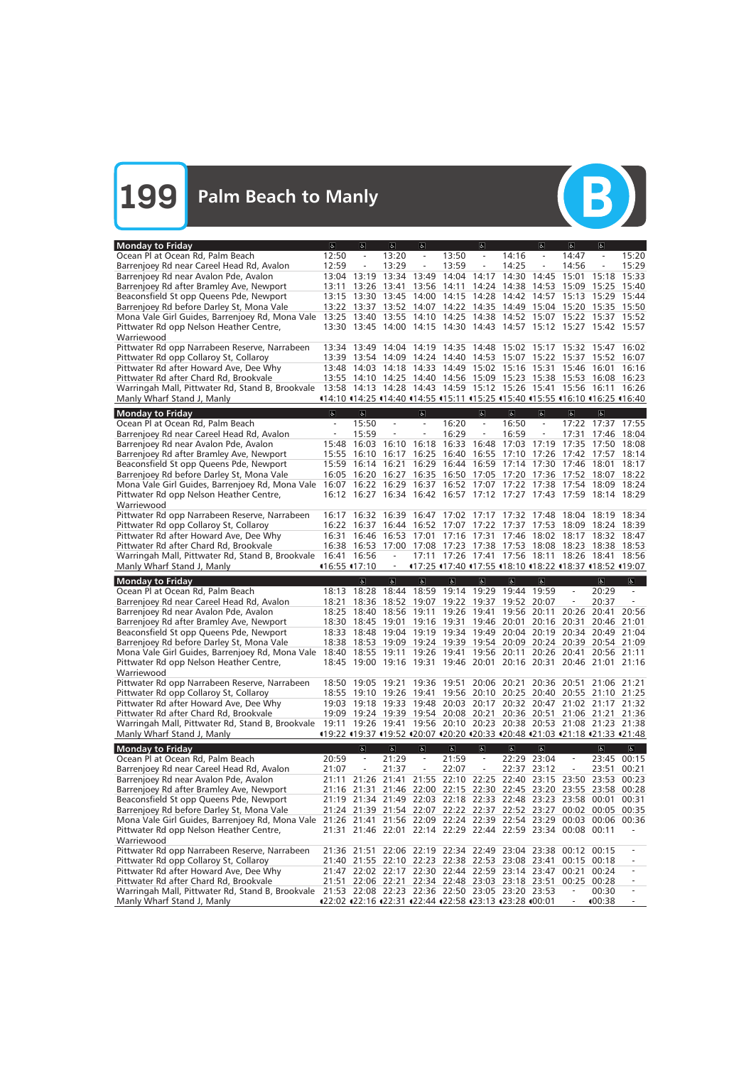# 199 Palm Beach to Manly

B

| Monday to Friday | ♿ | ♿ | ♿ | ♿ | | ♿ | | ♿ | ♿ | ♿ | |
|---|---|---|---|---|---|---|---|---|---|---|---|
| Ocean Pl at Ocean Rd, Palm Beach | 12:50 | - | 13:20 | - | 13:50 | - | 14:16 | - | 14:47 | - | 15:20 |
| Barrenjoey Rd near Careel Head Rd, Avalon | 12:59 | - | 13:29 | - | 13:59 | - | 14:25 | - | 14:56 | - | 15:29 |
| Barrenjoey Rd near Avalon Pde, Avalon | 13:04 | 13:19 | 13:34 | 13:49 | 14:04 | 14:17 | 14:30 | 14:45 | 15:01 | 15:18 | 15:33 |
| Barrenjoey Rd after Bramley Ave, Newport | 13:11 | 13:26 | 13:41 | 13:56 | 14:11 | 14:24 | 14:38 | 14:53 | 15:09 | 15:25 | 15:40 |
| Beaconsfield St opp Queens Pde, Newport | 13:15 | 13:30 | 13:45 | 14:00 | 14:15 | 14:28 | 14:42 | 14:57 | 15:13 | 15:29 | 15:44 |
| Barrenjoey Rd before Darley St, Mona Vale | 13:22 | 13:37 | 13:52 | 14:07 | 14:22 | 14:35 | 14:49 | 15:04 | 15:20 | 15:35 | 15:50 |
| Mona Vale Girl Guides, Barrenjoey Rd, Mona Vale | 13:25 | 13:40 | 13:55 | 14:10 | 14:25 | 14:38 | 14:52 | 15:07 | 15:22 | 15:37 | 15:52 |
| Pittwater Rd opp Nelson Heather Centre, Warriewood | 13:30 | 13:45 | 14:00 | 14:15 | 14:30 | 14:43 | 14:57 | 15:12 | 15:27 | 15:42 | 15:57 |
| Pittwater Rd opp Narrabeen Reserve, Narrabeen | 13:34 | 13:49 | 14:04 | 14:19 | 14:35 | 14:48 | 15:02 | 15:17 | 15:32 | 15:47 | 16:02 |
| Pittwater Rd opp Collaroy St, Collaroy | 13:39 | 13:54 | 14:09 | 14:24 | 14:40 | 14:53 | 15:07 | 15:22 | 15:37 | 15:52 | 16:07 |
| Pittwater Rd after Howard Ave, Dee Why | 13:48 | 14:03 | 14:18 | 14:33 | 14:49 | 15:02 | 15:16 | 15:31 | 15:46 | 16:01 | 16:16 |
| Pittwater Rd after Chard Rd, Brookvale | 13:55 | 14:10 | 14:25 | 14:40 | 14:56 | 15:09 | 15:23 | 15:38 | 15:53 | 16:08 | 16:23 |
| Warringah Mall, Pittwater Rd, Stand B, Brookvale | 13:58 | 14:13 | 14:28 | 14:43 | 14:59 | 15:12 | 15:26 | 15:41 | 15:56 | 16:11 | 16:26 |
| Manly Wharf Stand J, Manly | ◂14:10 | ◂14:25 | ◂14:40 | ◂14:55 | ◂15:11 | ◂15:25 | ◂15:40 | ◂15:55 | ◂16:10 | ◂16:25 | ◂16:40 |

| Monday to Friday | ♿ | ♿ | | ♿ | | ♿ | ♿ | ♿ | ♿ | ♿ | |
|---|---|---|---|---|---|---|---|---|---|---|---|
| Ocean Pl at Ocean Rd, Palm Beach | - | 15:50 | - | - | 16:20 | - | 16:50 | - | 17:22 | 17:37 | 17:55 |
| Barrenjoey Rd near Careel Head Rd, Avalon | - | 15:59 | - | - | 16:29 | - | 16:59 | - | 17:31 | 17:46 | 18:04 |
| Barrenjoey Rd near Avalon Pde, Avalon | 15:48 | 16:03 | 16:10 | 16:18 | 16:33 | 16:48 | 17:03 | 17:19 | 17:35 | 17:50 | 18:08 |
| Barrenjoey Rd after Bramley Ave, Newport | 15:55 | 16:10 | 16:17 | 16:25 | 16:40 | 16:55 | 17:10 | 17:26 | 17:42 | 17:57 | 18:14 |
| Beaconsfield St opp Queens Pde, Newport | 15:59 | 16:14 | 16:21 | 16:29 | 16:44 | 16:59 | 17:14 | 17:30 | 17:46 | 18:01 | 18:17 |
| Barrenjoey Rd before Darley St, Mona Vale | 16:05 | 16:20 | 16:27 | 16:35 | 16:50 | 17:05 | 17:20 | 17:36 | 17:52 | 18:07 | 18:22 |
| Mona Vale Girl Guides, Barrenjoey Rd, Mona Vale | 16:07 | 16:22 | 16:29 | 16:37 | 16:52 | 17:07 | 17:22 | 17:38 | 17:54 | 18:09 | 18:24 |
| Pittwater Rd opp Nelson Heather Centre, Warriewood | 16:12 | 16:27 | 16:34 | 16:42 | 16:57 | 17:12 | 17:27 | 17:43 | 17:59 | 18:14 | 18:29 |
| Pittwater Rd opp Narrabeen Reserve, Narrabeen | 16:17 | 16:32 | 16:39 | 16:47 | 17:02 | 17:17 | 17:32 | 17:48 | 18:04 | 18:19 | 18:34 |
| Pittwater Rd opp Collaroy St, Collaroy | 16:22 | 16:37 | 16:44 | 16:52 | 17:07 | 17:22 | 17:37 | 17:53 | 18:09 | 18:24 | 18:39 |
| Pittwater Rd after Howard Ave, Dee Why | 16:31 | 16:46 | 16:53 | 17:01 | 17:16 | 17:31 | 17:46 | 18:02 | 18:17 | 18:32 | 18:47 |
| Pittwater Rd after Chard Rd, Brookvale | 16:38 | 16:53 | 17:00 | 17:08 | 17:23 | 17:38 | 17:53 | 18:08 | 18:23 | 18:38 | 18:53 |
| Warringah Mall, Pittwater Rd, Stand B, Brookvale | 16:41 | 16:56 | - | 17:11 | 17:26 | 17:41 | 17:56 | 18:11 | 18:26 | 18:41 | 18:56 |
| Manly Wharf Stand J, Manly | ◂16:55 | ◂17:10 | - | ◂17:25 | ◂17:40 | ◂17:55 | ◂18:10 | ◂18:22 | ◂18:37 | ◂18:52 | ◂19:07 |

| Monday to Friday | | ♿ | ♿ | ♿ | ♿ | ♿ | ♿ | ♿ | | ♿ | ♿ |
|---|---|---|---|---|---|---|---|---|---|---|---|
| Ocean Pl at Ocean Rd, Palm Beach | 18:13 | 18:28 | 18:44 | 18:59 | 19:14 | 19:29 | 19:44 | 19:59 | - | 20:29 | - |
| Barrenjoey Rd near Careel Head Rd, Avalon | 18:21 | 18:36 | 18:52 | 19:07 | 19:22 | 19:37 | 19:52 | 20:07 | - | 20:37 | - |
| Barrenjoey Rd near Avalon Pde, Avalon | 18:25 | 18:40 | 18:56 | 19:11 | 19:26 | 19:41 | 19:56 | 20:11 | 20:26 | 20:41 | 20:56 |
| Barrenjoey Rd after Bramley Ave, Newport | 18:30 | 18:45 | 19:01 | 19:16 | 19:31 | 19:46 | 20:01 | 20:16 | 20:31 | 20:46 | 21:01 |
| Beaconsfield St opp Queens Pde, Newport | 18:33 | 18:48 | 19:04 | 19:19 | 19:34 | 19:49 | 20:04 | 20:19 | 20:34 | 20:49 | 21:04 |
| Barrenjoey Rd before Darley St, Mona Vale | 18:38 | 18:53 | 19:09 | 19:24 | 19:39 | 19:54 | 20:09 | 20:24 | 20:39 | 20:54 | 21:09 |
| Mona Vale Girl Guides, Barrenjoey Rd, Mona Vale | 18:40 | 18:55 | 19:11 | 19:26 | 19:41 | 19:56 | 20:11 | 20:26 | 20:41 | 20:56 | 21:11 |
| Pittwater Rd opp Nelson Heather Centre, Warriewood | 18:45 | 19:00 | 19:16 | 19:31 | 19:46 | 20:01 | 20:16 | 20:31 | 20:46 | 21:01 | 21:16 |
| Pittwater Rd opp Narrabeen Reserve, Narrabeen | 18:50 | 19:05 | 19:21 | 19:36 | 19:51 | 20:06 | 20:21 | 20:36 | 20:51 | 21:06 | 21:21 |
| Pittwater Rd opp Collaroy St, Collaroy | 18:55 | 19:10 | 19:26 | 19:41 | 19:56 | 20:10 | 20:25 | 20:40 | 20:55 | 21:10 | 21:25 |
| Pittwater Rd after Howard Ave, Dee Why | 19:03 | 19:18 | 19:33 | 19:48 | 20:03 | 20:17 | 20:32 | 20:47 | 21:02 | 21:17 | 21:32 |
| Pittwater Rd after Chard Rd, Brookvale | 19:09 | 19:24 | 19:39 | 19:54 | 20:08 | 20:21 | 20:36 | 20:51 | 21:06 | 21:21 | 21:36 |
| Warringah Mall, Pittwater Rd, Stand B, Brookvale | 19:11 | 19:26 | 19:41 | 19:56 | 20:10 | 20:23 | 20:38 | 20:53 | 21:08 | 21:23 | 21:38 |
| Manly Wharf Stand J, Manly | ◂19:22 | ◂19:37 | ◂19:52 | ◂20:07 | ◂20:20 | ◂20:33 | ◂20:48 | ◂21:03 | ◂21:18 | ◂21:33 | ◂21:48 |

| Monday to Friday | | ♿ | ♿ | ♿ | ♿ | ♿ | ♿ | ♿ | | ♿ | ♿ |
|---|---|---|---|---|---|---|---|---|---|---|---|
| Ocean Pl at Ocean Rd, Palm Beach | 20:59 | - | 21:29 | - | 21:59 | - | 22:29 | 23:04 | - | 23:45 | 00:15 |
| Barrenjoey Rd near Careel Head Rd, Avalon | 21:07 | - | 21:37 | - | 22:07 | - | 22:37 | 23:12 | - | 23:51 | 00:21 |
| Barrenjoey Rd near Avalon Pde, Avalon | 21:11 | 21:26 | 21:41 | 21:55 | 22:10 | 22:25 | 22:40 | 23:15 | 23:50 | 23:53 | 00:23 |
| Barrenjoey Rd after Bramley Ave, Newport | 21:16 | 21:31 | 21:46 | 22:00 | 22:15 | 22:30 | 22:45 | 23:20 | 23:55 | 23:58 | 00:28 |
| Beaconsfield St opp Queens Pde, Newport | 21:19 | 21:34 | 21:49 | 22:03 | 22:18 | 22:33 | 22:48 | 23:23 | 23:58 | 00:01 | 00:31 |
| Barrenjoey Rd before Darley St, Mona Vale | 21:24 | 21:39 | 21:54 | 22:07 | 22:22 | 22:37 | 22:52 | 23:27 | 00:02 | 00:05 | 00:35 |
| Mona Vale Girl Guides, Barrenjoey Rd, Mona Vale | 21:26 | 21:41 | 21:56 | 22:09 | 22:24 | 22:39 | 22:54 | 23:29 | 00:03 | 00:06 | 00:36 |
| Pittwater Rd opp Nelson Heather Centre, Warriewood | 21:31 | 21:46 | 22:01 | 22:14 | 22:29 | 22:44 | 22:59 | 23:34 | 00:08 | 00:11 | - |
| Pittwater Rd opp Narrabeen Reserve, Narrabeen | 21:36 | 21:51 | 22:06 | 22:19 | 22:34 | 22:49 | 23:04 | 23:38 | 00:12 | 00:15 | - |
| Pittwater Rd opp Collaroy St, Collaroy | 21:40 | 21:55 | 22:10 | 22:23 | 22:38 | 22:53 | 23:08 | 23:41 | 00:15 | 00:18 | - |
| Pittwater Rd after Howard Ave, Dee Why | 21:47 | 22:02 | 22:17 | 22:30 | 22:44 | 22:59 | 23:14 | 23:47 | 00:21 | 00:24 | - |
| Pittwater Rd after Chard Rd, Brookvale | 21:51 | 22:06 | 22:21 | 22:34 | 22:48 | 23:03 | 23:18 | 23:51 | 00:25 | 00:28 | - |
| Warringah Mall, Pittwater Rd, Stand B, Brookvale | 21:53 | 22:08 | 22:23 | 22:36 | 22:50 | 23:05 | 23:20 | 23:53 | - | 00:30 | - |
| Manly Wharf Stand J, Manly | ◂22:02 | ◂22:16 | ◂22:31 | ◂22:44 | ◂22:58 | ◂23:13 | ◂23:28 | ◂00:01 | - | ◂00:38 | - |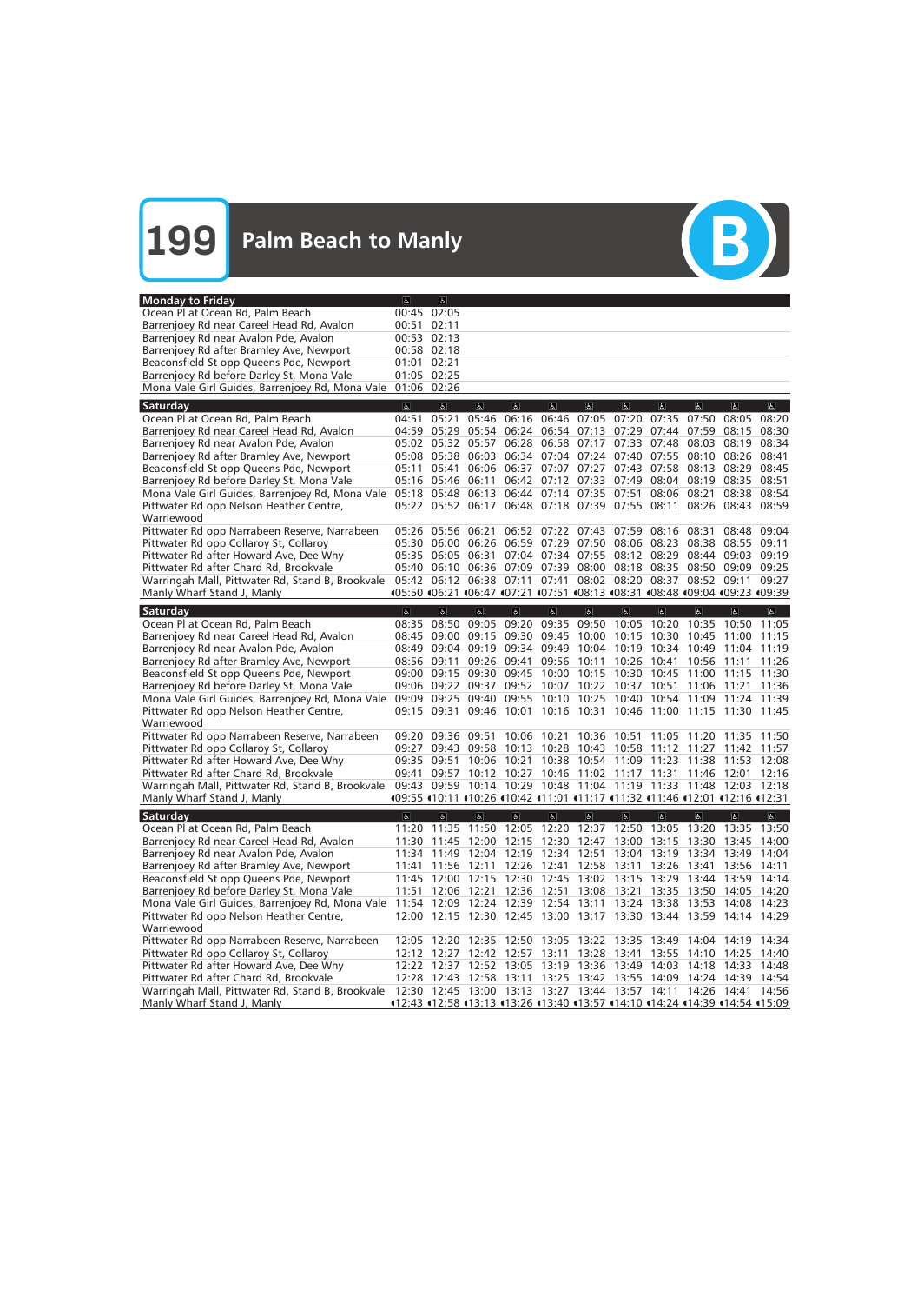# 199 Palm Beach to Manly

B

| Monday to Friday | ♿ | ♿ |
|---|---|---|
| Ocean Pl at Ocean Rd, Palm Beach | 00:45 | 02:05 |
| Barrenjoey Rd near Careel Head Rd, Avalon | 00:51 | 02:11 |
| Barrenjoey Rd near Avalon Pde, Avalon | 00:53 | 02:13 |
| Barrenjoey Rd after Bramley Ave, Newport | 00:58 | 02:18 |
| Beaconsfield St opp Queens Pde, Newport | 01:01 | 02:21 |
| Barrenjoey Rd before Darley St, Mona Vale | 01:05 | 02:25 |
| Mona Vale Girl Guides, Barrenjoey Rd, Mona Vale | 01:06 | 02:26 |

| Saturday | ♿ | ♿ | ♿ | ♿ | ♿ | ♿ | ♿ | ♿ | ♿ | ♿ | ♿ |
|---|---|---|---|---|---|---|---|---|---|---|---|
| Ocean Pl at Ocean Rd, Palm Beach | 04:51 | 05:21 | 05:46 | 06:16 | 06:46 | 07:05 | 07:20 | 07:35 | 07:50 | 08:05 | 08:20 |
| Barrenjoey Rd near Careel Head Rd, Avalon | 04:59 | 05:29 | 05:54 | 06:24 | 06:54 | 07:13 | 07:29 | 07:44 | 07:59 | 08:15 | 08:30 |
| Barrenjoey Rd near Avalon Pde, Avalon | 05:02 | 05:32 | 05:57 | 06:28 | 06:58 | 07:17 | 07:33 | 07:48 | 08:03 | 08:19 | 08:34 |
| Barrenjoey Rd after Bramley Ave, Newport | 05:08 | 05:38 | 06:03 | 06:34 | 07:04 | 07:24 | 07:40 | 07:55 | 08:10 | 08:26 | 08:41 |
| Beaconsfield St opp Queens Pde, Newport | 05:11 | 05:41 | 06:06 | 06:37 | 07:07 | 07:27 | 07:43 | 07:58 | 08:13 | 08:29 | 08:45 |
| Barrenjoey Rd before Darley St, Mona Vale | 05:16 | 05:46 | 06:11 | 06:42 | 07:12 | 07:33 | 07:49 | 08:04 | 08:19 | 08:35 | 08:51 |
| Mona Vale Girl Guides, Barrenjoey Rd, Mona Vale | 05:18 | 05:48 | 06:13 | 06:44 | 07:14 | 07:35 | 07:51 | 08:06 | 08:21 | 08:38 | 08:54 |
| Pittwater Rd opp Nelson Heather Centre, Warriewood | 05:22 | 05:52 | 06:17 | 06:48 | 07:18 | 07:39 | 07:55 | 08:11 | 08:26 | 08:43 | 08:59 |
| Pittwater Rd opp Narrabeen Reserve, Narrabeen | 05:26 | 05:56 | 06:21 | 06:52 | 07:22 | 07:43 | 07:59 | 08:16 | 08:31 | 08:48 | 09:04 |
| Pittwater Rd opp Collaroy St, Collaroy | 05:30 | 06:00 | 06:26 | 06:59 | 07:29 | 07:50 | 08:06 | 08:23 | 08:38 | 08:55 | 09:11 |
| Pittwater Rd after Howard Ave, Dee Why | 05:35 | 06:05 | 06:31 | 07:04 | 07:34 | 07:55 | 08:12 | 08:29 | 08:44 | 09:03 | 09:19 |
| Pittwater Rd after Chard Rd, Brookvale | 05:40 | 06:10 | 06:36 | 07:09 | 07:39 | 08:00 | 08:18 | 08:35 | 08:50 | 09:09 | 09:25 |
| Warringah Mall, Pittwater Rd, Stand B, Brookvale | 05:42 | 06:12 | 06:38 | 07:11 | 07:41 | 08:02 | 08:20 | 08:37 | 08:52 | 09:11 | 09:27 |
| Manly Wharf Stand J, Manly | 05:50 | 06:21 | 06:47 | 07:21 | 07:51 | 08:13 | 08:31 | 08:48 | 09:04 | 09:23 | 09:39 |

| Saturday | ♿ | ♿ | ♿ | ♿ | ♿ | ♿ | ♿ | ♿ | ♿ | ♿ | ♿ |
|---|---|---|---|---|---|---|---|---|---|---|---|
| Ocean Pl at Ocean Rd, Palm Beach | 08:35 | 08:50 | 09:05 | 09:20 | 09:35 | 09:50 | 10:05 | 10:20 | 10:35 | 10:50 | 11:05 |
| Barrenjoey Rd near Careel Head Rd, Avalon | 08:45 | 09:00 | 09:15 | 09:30 | 09:45 | 10:00 | 10:15 | 10:30 | 10:45 | 11:00 | 11:15 |
| Barrenjoey Rd near Avalon Pde, Avalon | 08:49 | 09:04 | 09:19 | 09:34 | 09:49 | 10:04 | 10:19 | 10:34 | 10:49 | 11:04 | 11:19 |
| Barrenjoey Rd after Bramley Ave, Newport | 08:56 | 09:11 | 09:26 | 09:41 | 09:56 | 10:11 | 10:26 | 10:41 | 10:56 | 11:11 | 11:26 |
| Beaconsfield St opp Queens Pde, Newport | 09:00 | 09:15 | 09:30 | 09:45 | 10:00 | 10:15 | 10:30 | 10:45 | 11:00 | 11:15 | 11:30 |
| Barrenjoey Rd before Darley St, Mona Vale | 09:06 | 09:22 | 09:37 | 09:52 | 10:07 | 10:22 | 10:37 | 10:51 | 11:06 | 11:21 | 11:36 |
| Mona Vale Girl Guides, Barrenjoey Rd, Mona Vale | 09:09 | 09:25 | 09:40 | 09:55 | 10:10 | 10:25 | 10:40 | 10:54 | 11:09 | 11:24 | 11:39 |
| Pittwater Rd opp Nelson Heather Centre, Warriewood | 09:15 | 09:31 | 09:46 | 10:01 | 10:16 | 10:31 | 10:46 | 11:00 | 11:15 | 11:30 | 11:45 |
| Pittwater Rd opp Narrabeen Reserve, Narrabeen | 09:20 | 09:36 | 09:51 | 10:06 | 10:21 | 10:36 | 10:51 | 11:05 | 11:20 | 11:35 | 11:50 |
| Pittwater Rd opp Collaroy St, Collaroy | 09:27 | 09:43 | 09:58 | 10:13 | 10:28 | 10:43 | 10:58 | 11:12 | 11:27 | 11:42 | 11:57 |
| Pittwater Rd after Howard Ave, Dee Why | 09:35 | 09:51 | 10:06 | 10:21 | 10:38 | 10:54 | 11:09 | 11:23 | 11:38 | 11:53 | 12:08 |
| Pittwater Rd after Chard Rd, Brookvale | 09:41 | 09:57 | 10:12 | 10:27 | 10:46 | 11:02 | 11:17 | 11:31 | 11:46 | 12:01 | 12:16 |
| Warringah Mall, Pittwater Rd, Stand B, Brookvale | 09:43 | 09:59 | 10:14 | 10:29 | 10:48 | 11:04 | 11:19 | 11:33 | 11:48 | 12:03 | 12:18 |
| Manly Wharf Stand J, Manly | 09:55 | 10:11 | 10:26 | 10:42 | 11:01 | 11:17 | 11:32 | 11:46 | 12:01 | 12:16 | 12:31 |

| Saturday | ♿ | ♿ | ♿ | ♿ | ♿ | ♿ | ♿ | ♿ | ♿ | ♿ | ♿ |
|---|---|---|---|---|---|---|---|---|---|---|---|
| Ocean Pl at Ocean Rd, Palm Beach | 11:20 | 11:35 | 11:50 | 12:05 | 12:20 | 12:37 | 12:50 | 13:05 | 13:20 | 13:35 | 13:50 |
| Barrenjoey Rd near Careel Head Rd, Avalon | 11:30 | 11:45 | 12:00 | 12:15 | 12:30 | 12:47 | 13:00 | 13:15 | 13:30 | 13:45 | 14:00 |
| Barrenjoey Rd near Avalon Pde, Avalon | 11:34 | 11:49 | 12:04 | 12:19 | 12:34 | 12:51 | 13:04 | 13:19 | 13:34 | 13:49 | 14:04 |
| Barrenjoey Rd after Bramley Ave, Newport | 11:41 | 11:56 | 12:11 | 12:26 | 12:41 | 12:58 | 13:11 | 13:26 | 13:41 | 13:56 | 14:11 |
| Beaconsfield St opp Queens Pde, Newport | 11:45 | 12:00 | 12:15 | 12:30 | 12:45 | 13:02 | 13:15 | 13:29 | 13:44 | 13:59 | 14:14 |
| Barrenjoey Rd before Darley St, Mona Vale | 11:51 | 12:06 | 12:21 | 12:36 | 12:51 | 13:08 | 13:21 | 13:35 | 13:50 | 14:05 | 14:20 |
| Mona Vale Girl Guides, Barrenjoey Rd, Mona Vale | 11:54 | 12:09 | 12:24 | 12:39 | 12:54 | 13:11 | 13:24 | 13:38 | 13:53 | 14:08 | 14:23 |
| Pittwater Rd opp Nelson Heather Centre, Warriewood | 12:00 | 12:15 | 12:30 | 12:45 | 13:00 | 13:17 | 13:30 | 13:44 | 13:59 | 14:14 | 14:29 |
| Pittwater Rd opp Narrabeen Reserve, Narrabeen | 12:05 | 12:20 | 12:35 | 12:50 | 13:05 | 13:22 | 13:35 | 13:49 | 14:04 | 14:19 | 14:34 |
| Pittwater Rd opp Collaroy St, Collaroy | 12:12 | 12:27 | 12:42 | 12:57 | 13:11 | 13:28 | 13:41 | 13:55 | 14:10 | 14:25 | 14:40 |
| Pittwater Rd after Howard Ave, Dee Why | 12:22 | 12:37 | 12:52 | 13:05 | 13:19 | 13:36 | 13:49 | 14:03 | 14:18 | 14:33 | 14:48 |
| Pittwater Rd after Chard Rd, Brookvale | 12:28 | 12:43 | 12:58 | 13:11 | 13:25 | 13:42 | 13:55 | 14:09 | 14:24 | 14:39 | 14:54 |
| Warringah Mall, Pittwater Rd, Stand B, Brookvale | 12:30 | 12:45 | 13:00 | 13:13 | 13:27 | 13:44 | 13:57 | 14:11 | 14:26 | 14:41 | 14:56 |
| Manly Wharf Stand J, Manly | 12:43 | 12:58 | 13:13 | 13:26 | 13:40 | 13:57 | 14:10 | 14:24 | 14:39 | 14:54 | 15:09 |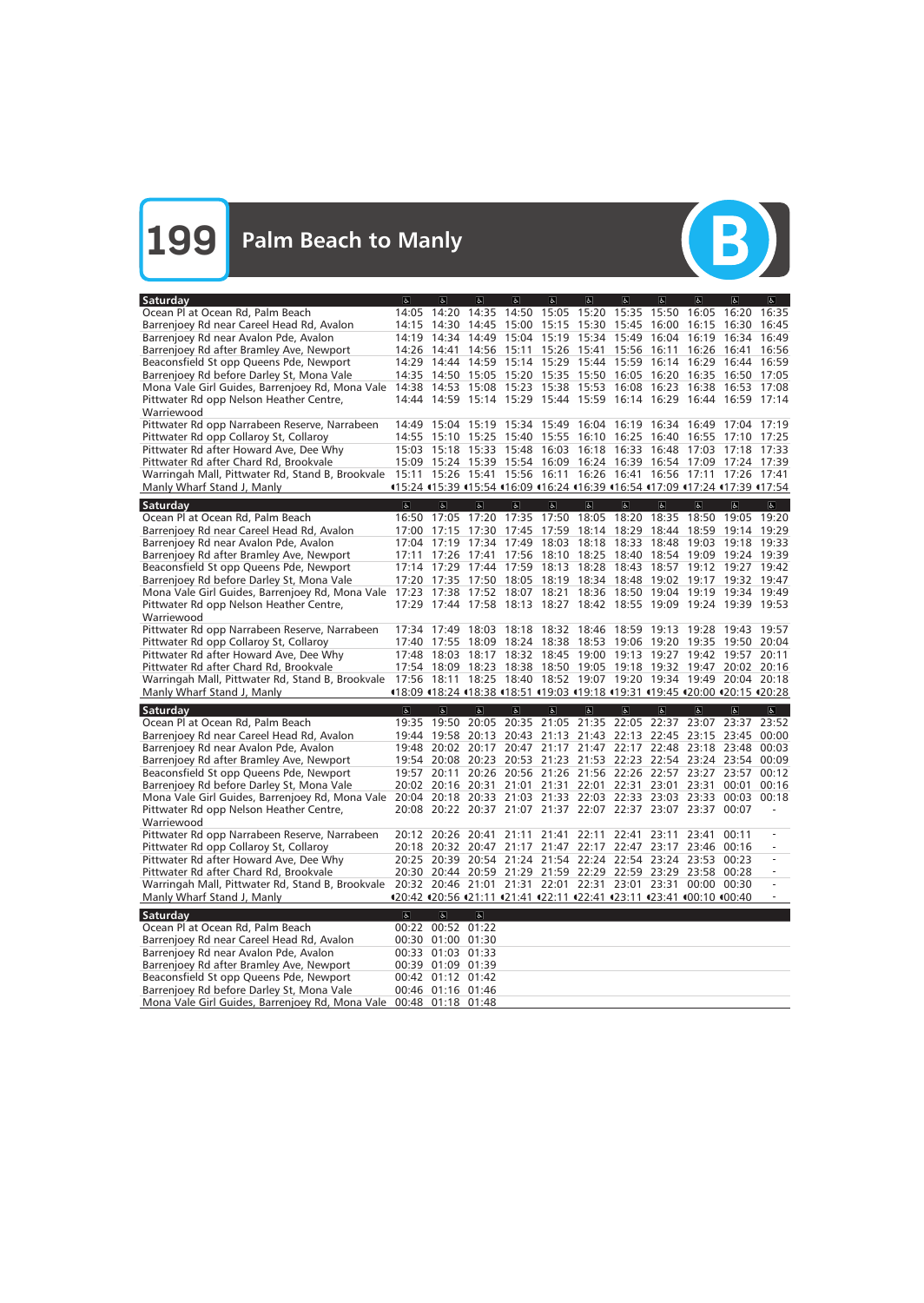# 199 Palm Beach to Manly

B

| Saturday | ♿ | ♿ | ♿ | ♿ | ♿ | ♿ | ♿ | ♿ | ♿ | ♿ | ♿ |
|---|---|---|---|---|---|---|---|---|---|---|---|
| Ocean Pl at Ocean Rd, Palm Beach | 14:05 | 14:20 | 14:35 | 14:50 | 15:05 | 15:20 | 15:35 | 15:50 | 16:05 | 16:20 | 16:35 |
| Barrenjoey Rd near Careel Head Rd, Avalon | 14:15 | 14:30 | 14:45 | 15:00 | 15:15 | 15:30 | 15:45 | 16:00 | 16:15 | 16:30 | 16:45 |
| Barrenjoey Rd near Avalon Pde, Avalon | 14:19 | 14:34 | 14:49 | 15:04 | 15:19 | 15:34 | 15:49 | 16:04 | 16:19 | 16:34 | 16:49 |
| Barrenjoey Rd after Bramley Ave, Newport | 14:26 | 14:41 | 14:56 | 15:11 | 15:26 | 15:41 | 15:56 | 16:11 | 16:26 | 16:41 | 16:56 |
| Beaconsfield St opp Queens Pde, Newport | 14:29 | 14:44 | 14:59 | 15:14 | 15:29 | 15:44 | 15:59 | 16:14 | 16:29 | 16:44 | 16:59 |
| Barrenjoey Rd before Darley St, Mona Vale | 14:35 | 14:50 | 15:05 | 15:20 | 15:35 | 15:50 | 16:05 | 16:20 | 16:35 | 16:50 | 17:05 |
| Mona Vale Girl Guides, Barrenjoey Rd, Mona Vale | 14:38 | 14:53 | 15:08 | 15:23 | 15:38 | 15:53 | 16:08 | 16:23 | 16:38 | 16:53 | 17:08 |
| Pittwater Rd opp Nelson Heather Centre, Warriewood | 14:44 | 14:59 | 15:14 | 15:29 | 15:44 | 15:59 | 16:14 | 16:29 | 16:44 | 16:59 | 17:14 |
| Pittwater Rd opp Narrabeen Reserve, Narrabeen | 14:49 | 15:04 | 15:19 | 15:34 | 15:49 | 16:04 | 16:19 | 16:34 | 16:49 | 17:04 | 17:19 |
| Pittwater Rd opp Collaroy St, Collaroy | 14:55 | 15:10 | 15:25 | 15:40 | 15:55 | 16:10 | 16:25 | 16:40 | 16:55 | 17:10 | 17:25 |
| Pittwater Rd after Howard Ave, Dee Why | 15:03 | 15:18 | 15:33 | 15:48 | 16:03 | 16:18 | 16:33 | 16:48 | 17:03 | 17:18 | 17:33 |
| Pittwater Rd after Chard Rd, Brookvale | 15:09 | 15:24 | 15:39 | 15:54 | 16:09 | 16:24 | 16:39 | 16:54 | 17:09 | 17:24 | 17:39 |
| Warringah Mall, Pittwater Rd, Stand B, Brookvale | 15:11 | 15:26 | 15:41 | 15:56 | 16:11 | 16:26 | 16:41 | 16:56 | 17:11 | 17:26 | 17:41 |
| Manly Wharf Stand J, Manly | ◖15:24 | ◖15:39 | ◖15:54 | ◖16:09 | ◖16:24 | ◖16:39 | ◖16:54 | ◖17:09 | ◖17:24 | ◖17:39 | ◖17:54 |

| Saturday | ♿ | ♿ | ♿ | ♿ | ♿ | ♿ | ♿ | ♿ | ♿ | ♿ | ♿ |
|---|---|---|---|---|---|---|---|---|---|---|---|
| Ocean Pl at Ocean Rd, Palm Beach | 16:50 | 17:05 | 17:20 | 17:35 | 17:50 | 18:05 | 18:20 | 18:35 | 18:50 | 19:05 | 19:20 |
| Barrenjoey Rd near Careel Head Rd, Avalon | 17:00 | 17:15 | 17:30 | 17:45 | 17:59 | 18:14 | 18:29 | 18:44 | 18:59 | 19:14 | 19:29 |
| Barrenjoey Rd near Avalon Pde, Avalon | 17:04 | 17:19 | 17:34 | 17:49 | 18:03 | 18:18 | 18:33 | 18:48 | 19:03 | 19:18 | 19:33 |
| Barrenjoey Rd after Bramley Ave, Newport | 17:11 | 17:26 | 17:41 | 17:56 | 18:10 | 18:25 | 18:40 | 18:54 | 19:09 | 19:24 | 19:39 |
| Beaconsfield St opp Queens Pde, Newport | 17:14 | 17:29 | 17:44 | 17:59 | 18:13 | 18:28 | 18:43 | 18:57 | 19:12 | 19:27 | 19:42 |
| Barrenjoey Rd before Darley St, Mona Vale | 17:20 | 17:35 | 17:50 | 18:05 | 18:19 | 18:34 | 18:48 | 19:02 | 19:17 | 19:32 | 19:47 |
| Mona Vale Girl Guides, Barrenjoey Rd, Mona Vale | 17:23 | 17:38 | 17:52 | 18:07 | 18:21 | 18:36 | 18:50 | 19:04 | 19:19 | 19:34 | 19:49 |
| Pittwater Rd opp Nelson Heather Centre, Warriewood | 17:29 | 17:44 | 17:58 | 18:13 | 18:27 | 18:42 | 18:55 | 19:09 | 19:24 | 19:39 | 19:53 |
| Pittwater Rd opp Narrabeen Reserve, Narrabeen | 17:34 | 17:49 | 18:03 | 18:18 | 18:32 | 18:46 | 18:59 | 19:13 | 19:28 | 19:43 | 19:57 |
| Pittwater Rd opp Collaroy St, Collaroy | 17:40 | 17:55 | 18:09 | 18:24 | 18:38 | 18:53 | 19:06 | 19:20 | 19:35 | 19:50 | 20:04 |
| Pittwater Rd after Howard Ave, Dee Why | 17:48 | 18:03 | 18:17 | 18:32 | 18:45 | 19:00 | 19:13 | 19:27 | 19:42 | 19:57 | 20:11 |
| Pittwater Rd after Chard Rd, Brookvale | 17:54 | 18:09 | 18:23 | 18:38 | 18:50 | 19:05 | 19:18 | 19:32 | 19:47 | 20:02 | 20:16 |
| Warringah Mall, Pittwater Rd, Stand B, Brookvale | 17:56 | 18:11 | 18:25 | 18:40 | 18:52 | 19:07 | 19:20 | 19:34 | 19:49 | 20:04 | 20:18 |
| Manly Wharf Stand J, Manly | ◖18:09 | ◖18:24 | ◖18:38 | ◖18:51 | ◖19:03 | ◖19:18 | ◖19:31 | ◖19:45 | ◖20:00 | ◖20:15 | ◖20:28 |

| Saturday | ♿ | ♿ | ♿ | ♿ | ♿ | ♿ | ♿ | ♿ | ♿ | ♿ | ♿ |
|---|---|---|---|---|---|---|---|---|---|---|---|
| Ocean Pl at Ocean Rd, Palm Beach | 19:35 | 19:50 | 20:05 | 20:35 | 21:05 | 21:35 | 22:05 | 22:37 | 23:07 | 23:37 | 23:52 |
| Barrenjoey Rd near Careel Head Rd, Avalon | 19:44 | 19:58 | 20:13 | 20:43 | 21:13 | 21:43 | 22:13 | 22:45 | 23:15 | 23:45 | 00:00 |
| Barrenjoey Rd near Avalon Pde, Avalon | 19:48 | 20:02 | 20:17 | 20:47 | 21:17 | 21:47 | 22:17 | 22:48 | 23:18 | 23:48 | 00:03 |
| Barrenjoey Rd after Bramley Ave, Newport | 19:54 | 20:08 | 20:23 | 20:53 | 21:23 | 21:53 | 22:23 | 22:54 | 23:24 | 23:54 | 00:09 |
| Beaconsfield St opp Queens Pde, Newport | 19:57 | 20:11 | 20:26 | 20:56 | 21:26 | 21:56 | 22:26 | 22:57 | 23:27 | 23:57 | 00:12 |
| Barrenjoey Rd before Darley St, Mona Vale | 20:02 | 20:16 | 20:31 | 21:01 | 21:31 | 22:01 | 22:31 | 23:01 | 23:31 | 00:01 | 00:16 |
| Mona Vale Girl Guides, Barrenjoey Rd, Mona Vale | 20:04 | 20:18 | 20:33 | 21:03 | 21:33 | 22:03 | 22:33 | 23:03 | 23:33 | 00:03 | 00:18 |
| Pittwater Rd opp Nelson Heather Centre, Warriewood | 20:08 | 20:22 | 20:37 | 21:07 | 21:37 | 22:07 | 22:37 | 23:07 | 23:37 | 00:07 | - |
| Pittwater Rd opp Narrabeen Reserve, Narrabeen | 20:12 | 20:26 | 20:41 | 21:11 | 21:41 | 22:11 | 22:41 | 23:11 | 23:41 | 00:11 | - |
| Pittwater Rd opp Collaroy St, Collaroy | 20:18 | 20:32 | 20:47 | 21:17 | 21:47 | 22:17 | 22:47 | 23:17 | 23:46 | 00:16 | - |
| Pittwater Rd after Howard Ave, Dee Why | 20:25 | 20:39 | 20:54 | 21:24 | 21:54 | 22:24 | 22:54 | 23:24 | 23:53 | 00:23 | - |
| Pittwater Rd after Chard Rd, Brookvale | 20:30 | 20:44 | 20:59 | 21:29 | 21:59 | 22:29 | 22:59 | 23:29 | 23:58 | 00:28 | - |
| Warringah Mall, Pittwater Rd, Stand B, Brookvale | 20:32 | 20:46 | 21:01 | 21:31 | 22:01 | 22:31 | 23:01 | 23:31 | 00:00 | 00:30 | - |
| Manly Wharf Stand J, Manly | ◖20:42 | ◖20:56 | ◖21:11 | ◖21:41 | ◖22:11 | ◖22:41 | ◖23:11 | ◖23:41 | ◖00:10 | ◖00:40 | - |

| Saturday | ♿ | ♿ | ♿ |
|---|---|---|---|
| Ocean Pl at Ocean Rd, Palm Beach | 00:22 | 00:52 | 01:22 |
| Barrenjoey Rd near Careel Head Rd, Avalon | 00:30 | 01:00 | 01:30 |
| Barrenjoey Rd near Avalon Pde, Avalon | 00:33 | 01:03 | 01:33 |
| Barrenjoey Rd after Bramley Ave, Newport | 00:39 | 01:09 | 01:39 |
| Beaconsfield St opp Queens Pde, Newport | 00:42 | 01:12 | 01:42 |
| Barrenjoey Rd before Darley St, Mona Vale | 00:46 | 01:16 | 01:46 |
| Mona Vale Girl Guides, Barrenjoey Rd, Mona Vale | 00:48 | 01:18 | 01:48 |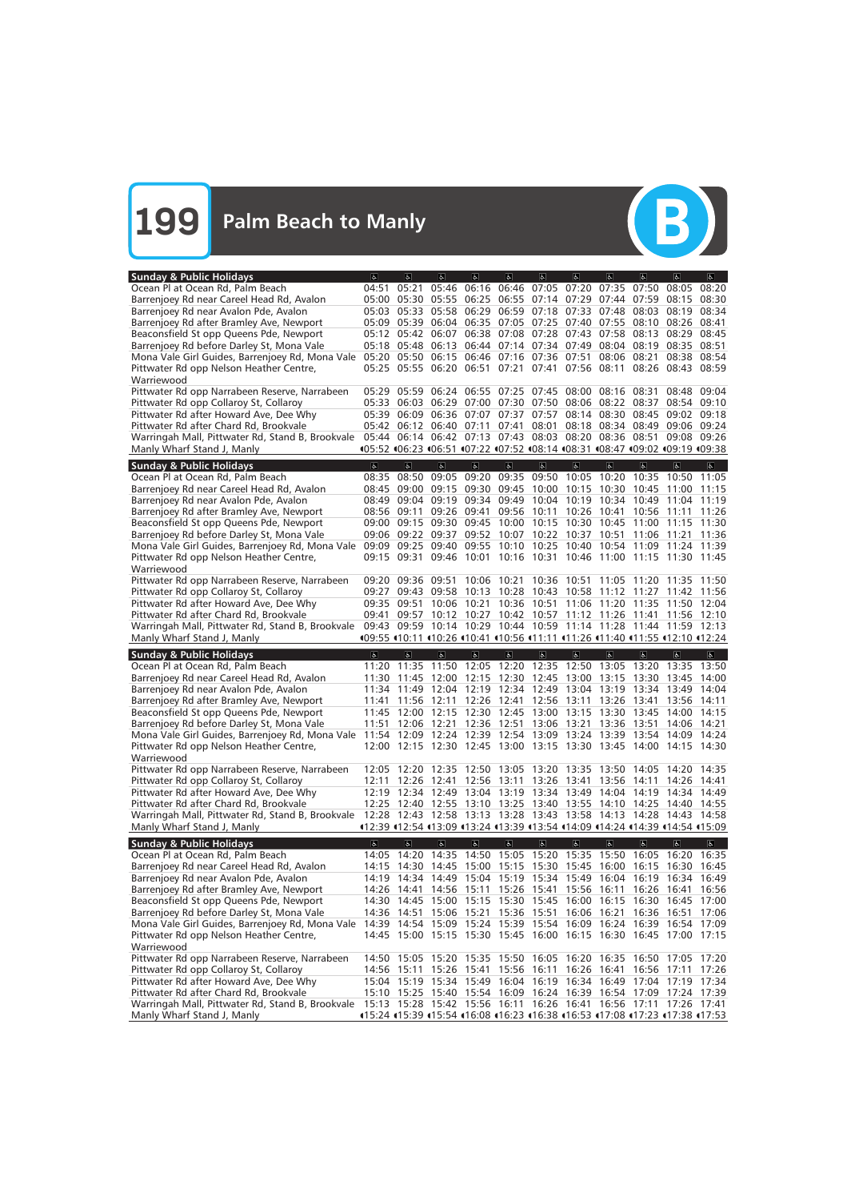# 199 Palm Beach to Manly

| Sunday & Public Holidays | | | | | | | | | | | |
|---|---|---|---|---|---|---|---|---|---|---|---|
| Ocean Pl at Ocean Rd, Palm Beach | 04:51 | 05:21 | 05:46 | 06:16 | 06:46 | 07:05 | 07:20 | 07:35 | 07:50 | 08:05 | 08:20 |
| Barrenjoey Rd near Careel Head Rd, Avalon | 05:00 | 05:30 | 05:55 | 06:25 | 06:55 | 07:14 | 07:29 | 07:44 | 07:59 | 08:15 | 08:30 |
| Barrenjoey Rd near Avalon Pde, Avalon | 05:03 | 05:33 | 05:58 | 06:29 | 06:59 | 07:18 | 07:33 | 07:48 | 08:03 | 08:19 | 08:34 |
| Barrenjoey Rd after Bramley Ave, Newport | 05:09 | 05:39 | 06:04 | 06:35 | 07:05 | 07:25 | 07:40 | 07:55 | 08:10 | 08:26 | 08:41 |
| Beaconsfield St opp Queens Pde, Newport | 05:12 | 05:42 | 06:07 | 06:38 | 07:08 | 07:28 | 07:43 | 07:58 | 08:13 | 08:29 | 08:45 |
| Barrenjoey Rd before Darley St, Mona Vale | 05:18 | 05:48 | 06:13 | 06:44 | 07:14 | 07:34 | 07:49 | 08:04 | 08:19 | 08:35 | 08:51 |
| Mona Vale Girl Guides, Barrenjoey Rd, Mona Vale | 05:20 | 05:50 | 06:15 | 06:46 | 07:16 | 07:36 | 07:51 | 08:06 | 08:21 | 08:38 | 08:54 |
| Pittwater Rd opp Nelson Heather Centre, Warriewood | 05:25 | 05:55 | 06:20 | 06:51 | 07:21 | 07:41 | 07:56 | 08:11 | 08:26 | 08:43 | 08:59 |
| Pittwater Rd opp Narrabeen Reserve, Narrabeen | 05:29 | 05:59 | 06:24 | 06:55 | 07:25 | 07:45 | 08:00 | 08:16 | 08:31 | 08:48 | 09:04 |
| Pittwater Rd opp Collaroy St, Collaroy | 05:33 | 06:03 | 06:29 | 07:00 | 07:30 | 07:50 | 08:06 | 08:22 | 08:37 | 08:54 | 09:10 |
| Pittwater Rd after Howard Ave, Dee Why | 05:39 | 06:09 | 06:36 | 07:07 | 07:37 | 07:57 | 08:14 | 08:30 | 08:45 | 09:02 | 09:18 |
| Pittwater Rd after Chard Rd, Brookvale | 05:42 | 06:12 | 06:40 | 07:11 | 07:41 | 08:01 | 08:18 | 08:34 | 08:49 | 09:06 | 09:24 |
| Warringah Mall, Pittwater Rd, Stand B, Brookvale | 05:44 | 06:14 | 06:42 | 07:13 | 07:43 | 08:03 | 08:20 | 08:36 | 08:51 | 09:08 | 09:26 |
| Manly Wharf Stand J, Manly | 05:52 | 06:23 | 06:51 | 07:22 | 07:52 | 08:14 | 08:31 | 08:47 | 09:02 | 09:19 | 09:38 |

| Sunday & Public Holidays | | | | | | | | | | | |
|---|---|---|---|---|---|---|---|---|---|---|---|
| Ocean Pl at Ocean Rd, Palm Beach | 08:35 | 08:50 | 09:05 | 09:20 | 09:35 | 09:50 | 10:05 | 10:20 | 10:35 | 10:50 | 11:05 |
| Barrenjoey Rd near Careel Head Rd, Avalon | 08:45 | 09:00 | 09:15 | 09:30 | 09:45 | 10:00 | 10:15 | 10:30 | 10:45 | 11:00 | 11:15 |
| Barrenjoey Rd near Avalon Pde, Avalon | 08:49 | 09:04 | 09:19 | 09:34 | 09:49 | 10:04 | 10:19 | 10:34 | 10:49 | 11:04 | 11:19 |
| Barrenjoey Rd after Bramley Ave, Newport | 08:56 | 09:11 | 09:26 | 09:41 | 09:56 | 10:11 | 10:26 | 10:41 | 10:56 | 11:11 | 11:26 |
| Beaconsfield St opp Queens Pde, Newport | 09:00 | 09:15 | 09:30 | 09:45 | 10:00 | 10:15 | 10:30 | 10:45 | 11:00 | 11:15 | 11:30 |
| Barrenjoey Rd before Darley St, Mona Vale | 09:06 | 09:22 | 09:37 | 09:52 | 10:07 | 10:22 | 10:37 | 10:51 | 11:06 | 11:21 | 11:36 |
| Mona Vale Girl Guides, Barrenjoey Rd, Mona Vale | 09:09 | 09:25 | 09:40 | 09:55 | 10:10 | 10:25 | 10:40 | 10:54 | 11:09 | 11:24 | 11:39 |
| Pittwater Rd opp Nelson Heather Centre, Warriewood | 09:15 | 09:31 | 09:46 | 10:01 | 10:16 | 10:31 | 10:46 | 11:00 | 11:15 | 11:30 | 11:45 |
| Pittwater Rd opp Narrabeen Reserve, Narrabeen | 09:20 | 09:36 | 09:51 | 10:06 | 10:21 | 10:36 | 10:51 | 11:05 | 11:20 | 11:35 | 11:50 |
| Pittwater Rd opp Collaroy St, Collaroy | 09:27 | 09:43 | 09:58 | 10:13 | 10:28 | 10:43 | 10:58 | 11:12 | 11:27 | 11:42 | 11:56 |
| Pittwater Rd after Howard Ave, Dee Why | 09:35 | 09:51 | 10:06 | 10:21 | 10:36 | 10:51 | 11:06 | 11:20 | 11:35 | 11:50 | 12:04 |
| Pittwater Rd after Chard Rd, Brookvale | 09:41 | 09:57 | 10:12 | 10:27 | 10:42 | 10:57 | 11:12 | 11:26 | 11:41 | 11:56 | 12:10 |
| Warringah Mall, Pittwater Rd, Stand B, Brookvale | 09:43 | 09:59 | 10:14 | 10:29 | 10:44 | 10:59 | 11:14 | 11:28 | 11:44 | 11:59 | 12:13 |
| Manly Wharf Stand J, Manly | 09:55 | 10:11 | 10:26 | 10:41 | 10:56 | 11:11 | 11:26 | 11:40 | 11:55 | 12:10 | 12:24 |

| Sunday & Public Holidays | | | | | | | | | | | |
|---|---|---|---|---|---|---|---|---|---|---|---|
| Ocean Pl at Ocean Rd, Palm Beach | 11:20 | 11:35 | 11:50 | 12:05 | 12:20 | 12:35 | 12:50 | 13:05 | 13:20 | 13:35 | 13:50 |
| Barrenjoey Rd near Careel Head Rd, Avalon | 11:30 | 11:45 | 12:00 | 12:15 | 12:30 | 12:45 | 13:00 | 13:15 | 13:30 | 13:45 | 14:00 |
| Barrenjoey Rd near Avalon Pde, Avalon | 11:34 | 11:49 | 12:04 | 12:19 | 12:34 | 12:49 | 13:04 | 13:19 | 13:34 | 13:49 | 14:04 |
| Barrenjoey Rd after Bramley Ave, Newport | 11:41 | 11:56 | 12:11 | 12:26 | 12:41 | 12:56 | 13:11 | 13:26 | 13:41 | 13:56 | 14:11 |
| Beaconsfield St opp Queens Pde, Newport | 11:45 | 12:00 | 12:15 | 12:30 | 12:45 | 13:00 | 13:15 | 13:30 | 13:45 | 14:00 | 14:15 |
| Barrenjoey Rd before Darley St, Mona Vale | 11:51 | 12:06 | 12:21 | 12:36 | 12:51 | 13:06 | 13:21 | 13:36 | 13:51 | 14:06 | 14:21 |
| Mona Vale Girl Guides, Barrenjoey Rd, Mona Vale | 11:54 | 12:09 | 12:24 | 12:39 | 12:54 | 13:09 | 13:24 | 13:39 | 13:54 | 14:09 | 14:24 |
| Pittwater Rd opp Nelson Heather Centre, Warriewood | 12:00 | 12:15 | 12:30 | 12:45 | 13:00 | 13:15 | 13:30 | 13:45 | 14:00 | 14:15 | 14:30 |
| Pittwater Rd opp Narrabeen Reserve, Narrabeen | 12:05 | 12:20 | 12:35 | 12:50 | 13:05 | 13:20 | 13:35 | 13:50 | 14:05 | 14:20 | 14:35 |
| Pittwater Rd opp Collaroy St, Collaroy | 12:11 | 12:26 | 12:41 | 12:56 | 13:11 | 13:26 | 13:41 | 13:56 | 14:11 | 14:26 | 14:41 |
| Pittwater Rd after Howard Ave, Dee Why | 12:19 | 12:34 | 12:49 | 13:04 | 13:19 | 13:34 | 13:49 | 14:04 | 14:19 | 14:34 | 14:49 |
| Pittwater Rd after Chard Rd, Brookvale | 12:25 | 12:40 | 12:55 | 13:10 | 13:25 | 13:40 | 13:55 | 14:10 | 14:25 | 14:40 | 14:55 |
| Warringah Mall, Pittwater Rd, Stand B, Brookvale | 12:28 | 12:43 | 12:58 | 13:13 | 13:28 | 13:43 | 13:58 | 14:13 | 14:28 | 14:43 | 14:58 |
| Manly Wharf Stand J, Manly | 12:39 | 12:54 | 13:09 | 13:24 | 13:39 | 13:54 | 14:09 | 14:24 | 14:39 | 14:54 | 15:09 |

| Sunday & Public Holidays | | | | | | | | | | | |
|---|---|---|---|---|---|---|---|---|---|---|---|
| Ocean Pl at Ocean Rd, Palm Beach | 14:05 | 14:20 | 14:35 | 14:50 | 15:05 | 15:20 | 15:35 | 15:50 | 16:05 | 16:20 | 16:35 |
| Barrenjoey Rd near Careel Head Rd, Avalon | 14:15 | 14:30 | 14:45 | 15:00 | 15:15 | 15:30 | 15:45 | 16:00 | 16:15 | 16:30 | 16:45 |
| Barrenjoey Rd near Avalon Pde, Avalon | 14:19 | 14:34 | 14:49 | 15:04 | 15:19 | 15:34 | 15:49 | 16:04 | 16:19 | 16:34 | 16:49 |
| Barrenjoey Rd after Bramley Ave, Newport | 14:26 | 14:41 | 14:56 | 15:11 | 15:26 | 15:41 | 15:56 | 16:11 | 16:26 | 16:41 | 16:56 |
| Beaconsfield St opp Queens Pde, Newport | 14:30 | 14:45 | 15:00 | 15:15 | 15:30 | 15:45 | 16:00 | 16:15 | 16:30 | 16:45 | 17:00 |
| Barrenjoey Rd before Darley St, Mona Vale | 14:36 | 14:51 | 15:06 | 15:21 | 15:36 | 15:51 | 16:06 | 16:21 | 16:36 | 16:51 | 17:06 |
| Mona Vale Girl Guides, Barrenjoey Rd, Mona Vale | 14:39 | 14:54 | 15:09 | 15:24 | 15:39 | 15:54 | 16:09 | 16:24 | 16:39 | 16:54 | 17:09 |
| Pittwater Rd opp Nelson Heather Centre, Warriewood | 14:45 | 15:00 | 15:15 | 15:30 | 15:45 | 16:00 | 16:15 | 16:30 | 16:45 | 17:00 | 17:15 |
| Pittwater Rd opp Narrabeen Reserve, Narrabeen | 14:50 | 15:05 | 15:20 | 15:35 | 15:50 | 16:05 | 16:20 | 16:35 | 16:50 | 17:05 | 17:20 |
| Pittwater Rd opp Collaroy St, Collaroy | 14:56 | 15:11 | 15:26 | 15:41 | 15:56 | 16:11 | 16:26 | 16:41 | 16:56 | 17:11 | 17:26 |
| Pittwater Rd after Howard Ave, Dee Why | 15:04 | 15:19 | 15:34 | 15:49 | 16:04 | 16:19 | 16:34 | 16:49 | 17:04 | 17:19 | 17:34 |
| Pittwater Rd after Chard Rd, Brookvale | 15:10 | 15:25 | 15:40 | 15:54 | 16:09 | 16:24 | 16:39 | 16:54 | 17:09 | 17:24 | 17:39 |
| Warringah Mall, Pittwater Rd, Stand B, Brookvale | 15:13 | 15:28 | 15:42 | 15:56 | 16:11 | 16:26 | 16:41 | 16:56 | 17:11 | 17:26 | 17:41 |
| Manly Wharf Stand J, Manly | 15:24 | 15:39 | 15:54 | 16:08 | 16:23 | 16:38 | 16:53 | 17:08 | 17:23 | 17:38 | 17:53 |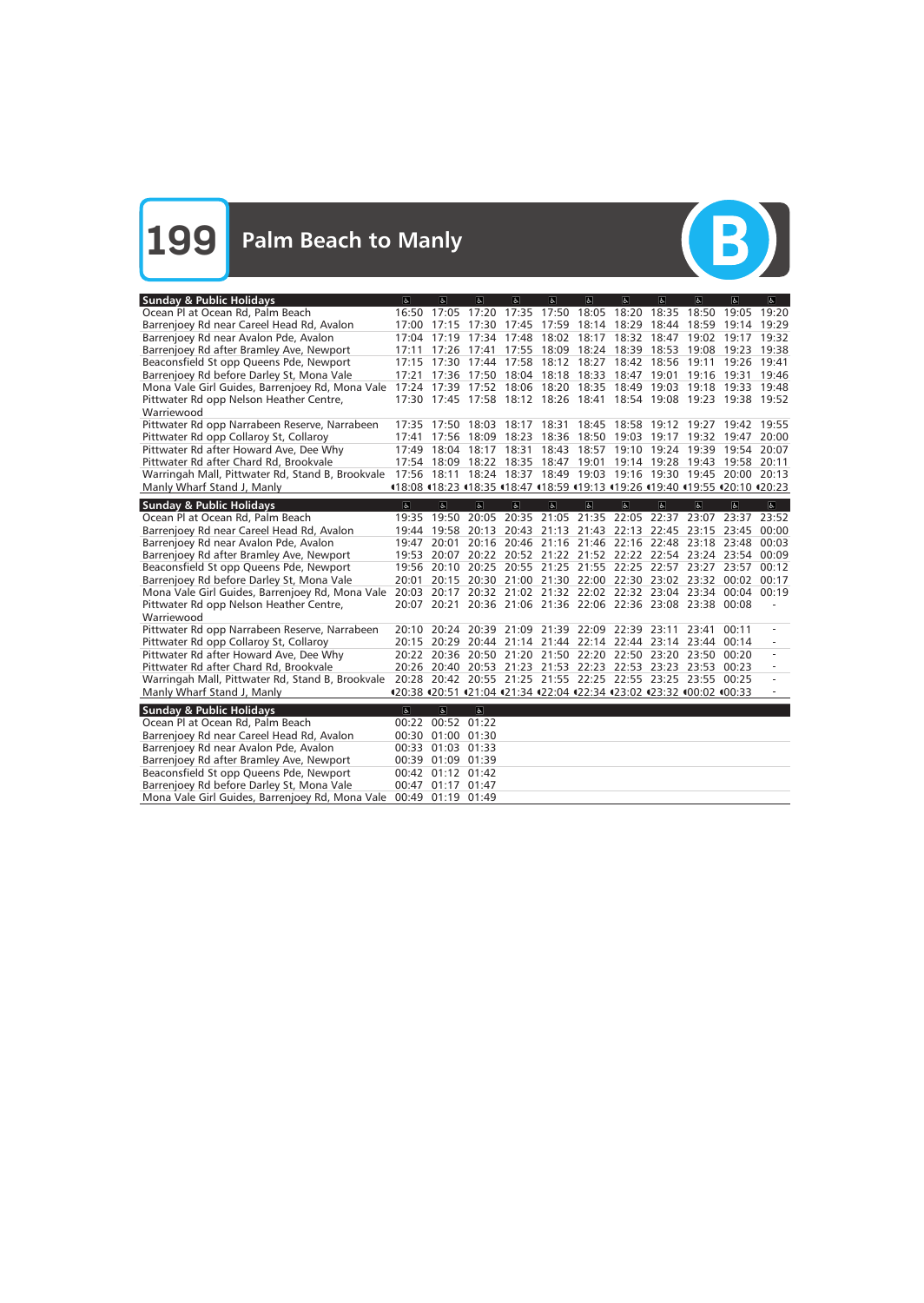# 199 Palm Beach to Manly

**B**

| Sunday & Public Holidays | ♿ | ♿ | ♿ | ♿ | ♿ | ♿ | ♿ | ♿ | ♿ | ♿ | ♿ |
|---|---|---|---|---|---|---|---|---|---|---|---|
| Ocean Pl at Ocean Rd, Palm Beach | 16:50 | 17:05 | 17:20 | 17:35 | 17:50 | 18:05 | 18:20 | 18:35 | 18:50 | 19:05 | 19:20 |
| Barrenjoey Rd near Careel Head Rd, Avalon | 17:00 | 17:15 | 17:30 | 17:45 | 17:59 | 18:14 | 18:29 | 18:44 | 18:59 | 19:14 | 19:29 |
| Barrenjoey Rd near Avalon Pde, Avalon | 17:04 | 17:19 | 17:34 | 17:48 | 18:02 | 18:17 | 18:32 | 18:47 | 19:02 | 19:17 | 19:32 |
| Barrenjoey Rd after Bramley Ave, Newport | 17:11 | 17:26 | 17:41 | 17:55 | 18:09 | 18:24 | 18:39 | 18:53 | 19:08 | 19:23 | 19:38 |
| Beaconsfield St opp Queens Pde, Newport | 17:15 | 17:30 | 17:44 | 17:58 | 18:12 | 18:27 | 18:42 | 18:56 | 19:11 | 19:26 | 19:41 |
| Barrenjoey Rd before Darley St, Mona Vale | 17:21 | 17:36 | 17:50 | 18:04 | 18:18 | 18:33 | 18:47 | 19:01 | 19:16 | 19:31 | 19:46 |
| Mona Vale Girl Guides, Barrenjoey Rd, Mona Vale | 17:24 | 17:39 | 17:52 | 18:06 | 18:20 | 18:35 | 18:49 | 19:03 | 19:18 | 19:33 | 19:48 |
| Pittwater Rd opp Nelson Heather Centre, Warriewood | 17:30 | 17:45 | 17:58 | 18:12 | 18:26 | 18:41 | 18:54 | 19:08 | 19:23 | 19:38 | 19:52 |
| Pittwater Rd opp Narrabeen Reserve, Narrabeen | 17:35 | 17:50 | 18:03 | 18:17 | 18:31 | 18:45 | 18:58 | 19:12 | 19:27 | 19:42 | 19:55 |
| Pittwater Rd opp Collaroy St, Collaroy | 17:41 | 17:56 | 18:09 | 18:23 | 18:36 | 18:50 | 19:03 | 19:17 | 19:32 | 19:47 | 20:00 |
| Pittwater Rd after Howard Ave, Dee Why | 17:49 | 18:04 | 18:17 | 18:31 | 18:43 | 18:57 | 19:10 | 19:24 | 19:39 | 19:54 | 20:07 |
| Pittwater Rd after Chard Rd, Brookvale | 17:54 | 18:09 | 18:22 | 18:35 | 18:47 | 19:01 | 19:14 | 19:28 | 19:43 | 19:58 | 20:11 |
| Warringah Mall, Pittwater Rd, Stand B, Brookvale | 17:56 | 18:11 | 18:24 | 18:37 | 18:49 | 19:03 | 19:16 | 19:30 | 19:45 | 20:00 | 20:13 |
| Manly Wharf Stand J, Manly | ◂18:08 | ◂18:23 | ◂18:35 | ◂18:47 | ◂18:59 | ◂19:13 | ◂19:26 | ◂19:40 | ◂19:55 | ◂20:10 | ◂20:23 |

| Sunday & Public Holidays | ♿ | ♿ | ♿ | ♿ | ♿ | ♿ | ♿ | ♿ | ♿ | ♿ | ♿ |
|---|---|---|---|---|---|---|---|---|---|---|---|
| Ocean Pl at Ocean Rd, Palm Beach | 19:35 | 19:50 | 20:05 | 20:35 | 21:05 | 21:35 | 22:05 | 22:37 | 23:07 | 23:37 | 23:52 |
| Barrenjoey Rd near Careel Head Rd, Avalon | 19:44 | 19:58 | 20:13 | 20:43 | 21:13 | 21:43 | 22:13 | 22:45 | 23:15 | 23:45 | 00:00 |
| Barrenjoey Rd near Avalon Pde, Avalon | 19:47 | 20:01 | 20:16 | 20:46 | 21:16 | 21:46 | 22:16 | 22:48 | 23:18 | 23:48 | 00:03 |
| Barrenjoey Rd after Bramley Ave, Newport | 19:53 | 20:07 | 20:22 | 20:52 | 21:22 | 21:52 | 22:22 | 22:54 | 23:24 | 23:54 | 00:09 |
| Beaconsfield St opp Queens Pde, Newport | 19:56 | 20:10 | 20:25 | 20:55 | 21:25 | 21:55 | 22:25 | 22:57 | 23:27 | 23:57 | 00:12 |
| Barrenjoey Rd before Darley St, Mona Vale | 20:01 | 20:15 | 20:30 | 21:00 | 21:30 | 22:00 | 22:30 | 23:02 | 23:32 | 00:02 | 00:17 |
| Mona Vale Girl Guides, Barrenjoey Rd, Mona Vale | 20:03 | 20:17 | 20:32 | 21:02 | 21:32 | 22:02 | 22:32 | 23:04 | 23:34 | 00:04 | 00:19 |
| Pittwater Rd opp Nelson Heather Centre, Warriewood | 20:07 | 20:21 | 20:36 | 21:06 | 21:36 | 22:06 | 22:36 | 23:08 | 23:38 | 00:08 | - |
| Pittwater Rd opp Narrabeen Reserve, Narrabeen | 20:10 | 20:24 | 20:39 | 21:09 | 21:39 | 22:09 | 22:39 | 23:11 | 23:41 | 00:11 | - |
| Pittwater Rd opp Collaroy St, Collaroy | 20:15 | 20:29 | 20:44 | 21:14 | 21:44 | 22:14 | 22:44 | 23:14 | 23:44 | 00:14 | - |
| Pittwater Rd after Howard Ave, Dee Why | 20:22 | 20:36 | 20:50 | 21:20 | 21:50 | 22:20 | 22:50 | 23:20 | 23:50 | 00:20 | - |
| Pittwater Rd after Chard Rd, Brookvale | 20:26 | 20:40 | 20:53 | 21:23 | 21:53 | 22:23 | 22:53 | 23:23 | 23:53 | 00:23 | - |
| Warringah Mall, Pittwater Rd, Stand B, Brookvale | 20:28 | 20:42 | 20:55 | 21:25 | 21:55 | 22:25 | 22:55 | 23:25 | 23:55 | 00:25 | - |
| Manly Wharf Stand J, Manly | ◂20:38 | ◂20:51 | ◂21:04 | ◂21:34 | ◂22:04 | ◂22:34 | ◂23:02 | ◂23:32 | ◂00:02 | ◂00:33 | - |

| Sunday & Public Holidays | ♿ | ♿ | ♿ |
|---|---|---|---|
| Ocean Pl at Ocean Rd, Palm Beach | 00:22 | 00:52 | 01:22 |
| Barrenjoey Rd near Careel Head Rd, Avalon | 00:30 | 01:00 | 01:30 |
| Barrenjoey Rd near Avalon Pde, Avalon | 00:33 | 01:03 | 01:33 |
| Barrenjoey Rd after Bramley Ave, Newport | 00:39 | 01:09 | 01:39 |
| Beaconsfield St opp Queens Pde, Newport | 00:42 | 01:12 | 01:42 |
| Barrenjoey Rd before Darley St, Mona Vale | 00:47 | 01:17 | 01:47 |
| Mona Vale Girl Guides, Barrenjoey Rd, Mona Vale | 00:49 | 01:19 | 01:49 |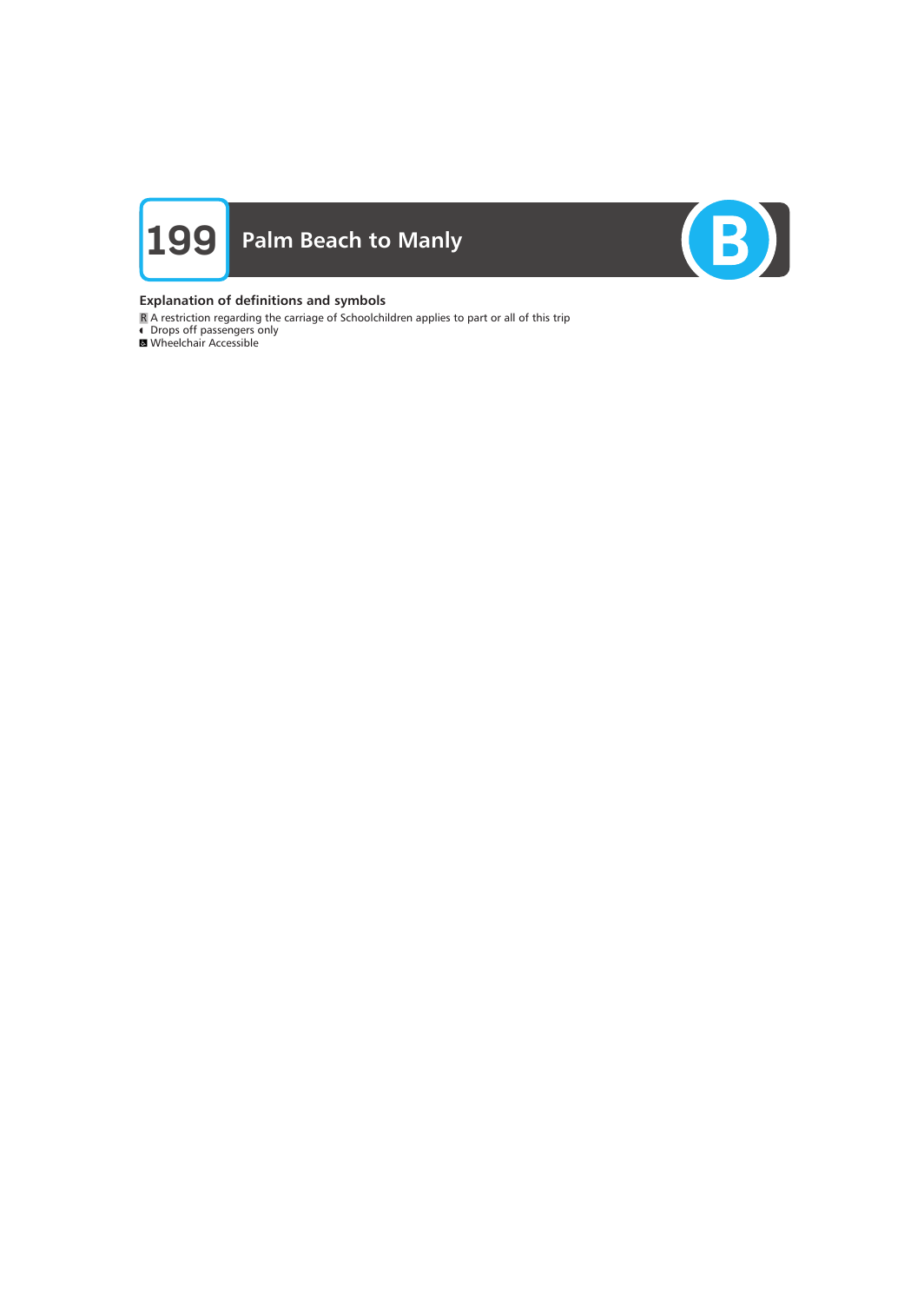# 199 Palm Beach to Manly

B

**Explanation of definitions and symbols**

R A restriction regarding the carriage of Schoolchildren applies to part or all of this trip
◖ Drops off passengers only
♿ Wheelchair Accessible